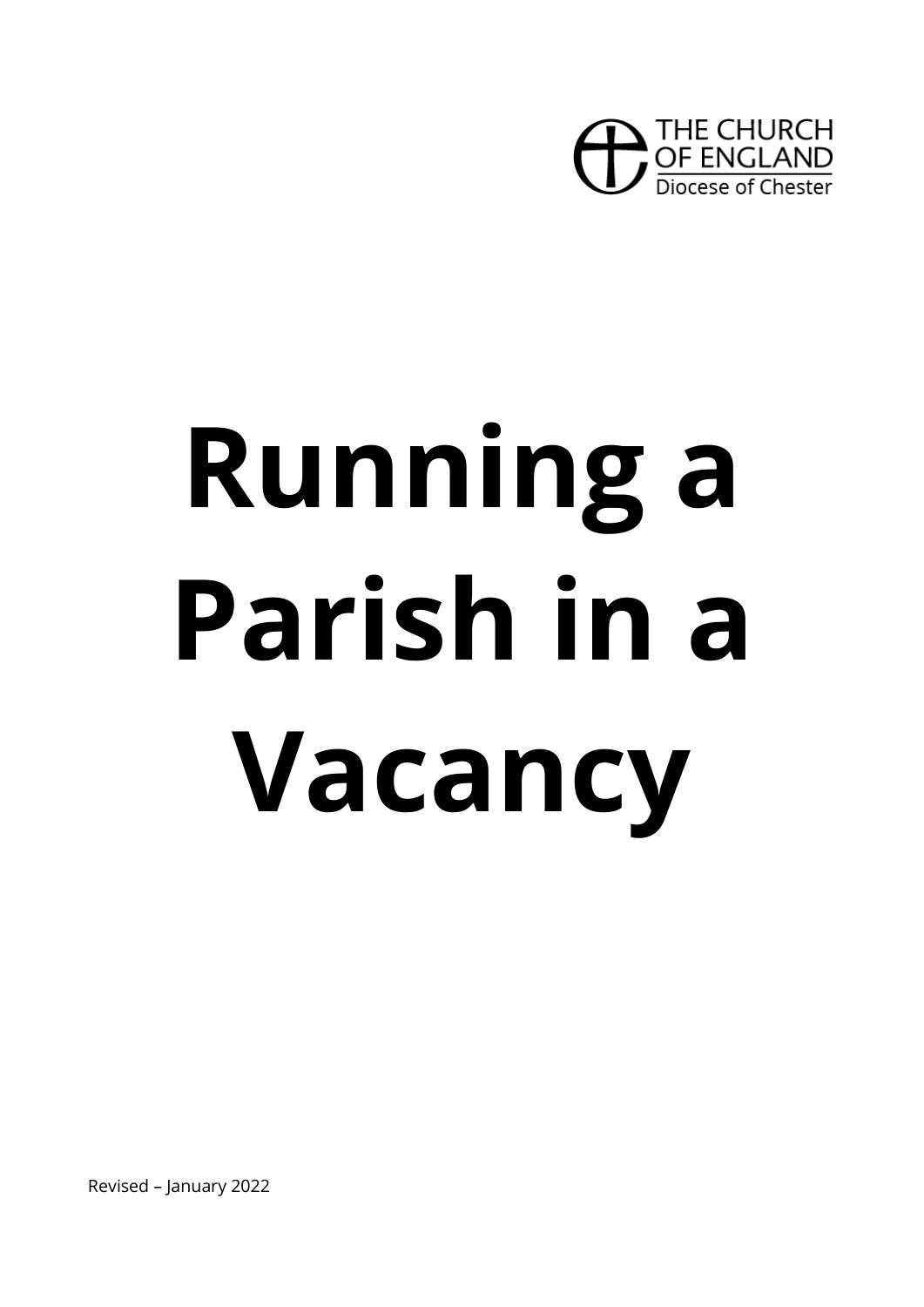THE CHURCH OF ENGLAND
Diocese of Chester

# Running a Parish in a Vacancy

Revised – January 2022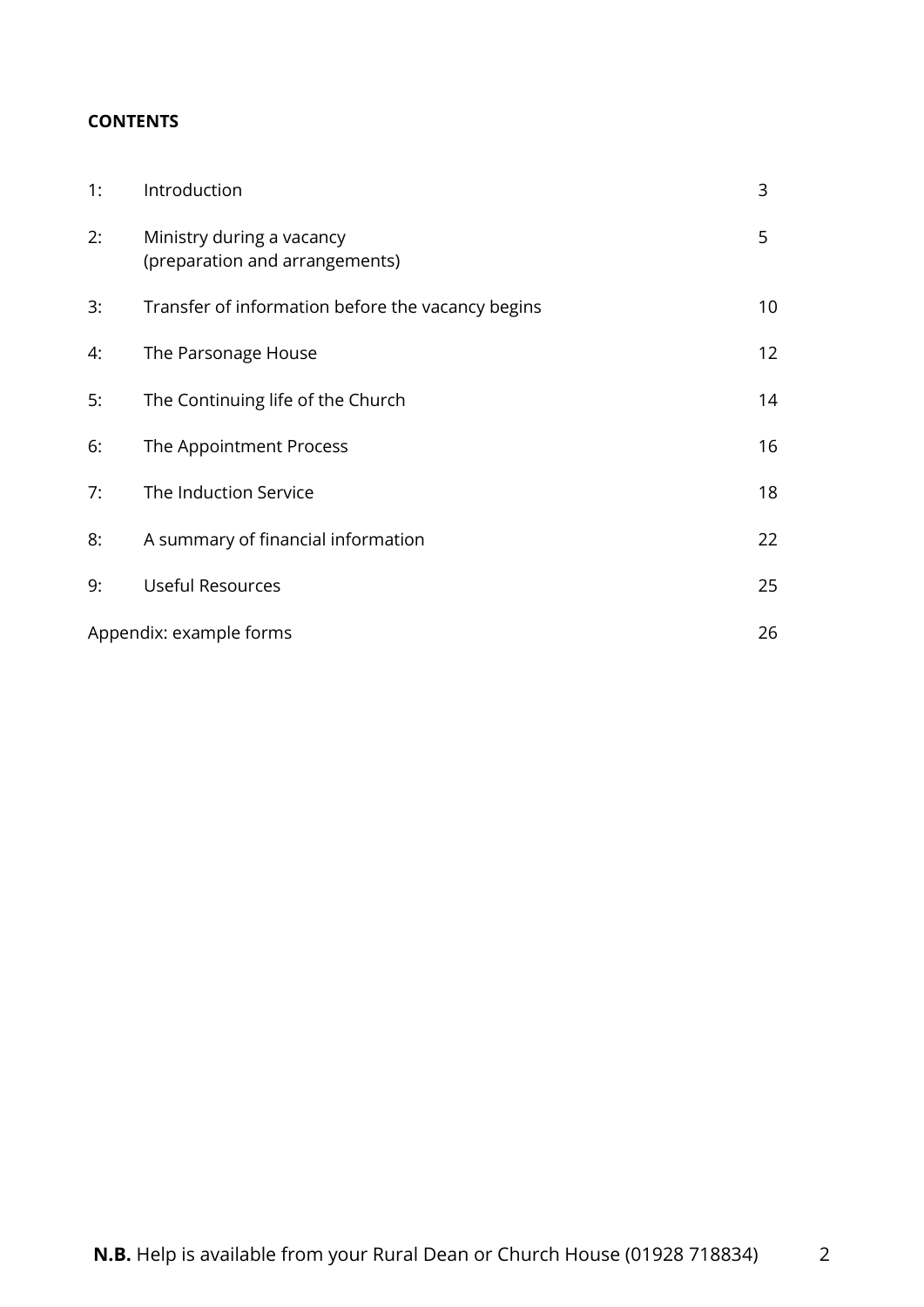**CONTENTS**

| | | |
|---|---|---|
| 1: | Introduction | 3 |
| 2: | Ministry during a vacancy (preparation and arrangements) | 5 |
| 3: | Transfer of information before the vacancy begins | 10 |
| 4: | The Parsonage House | 12 |
| 5: | The Continuing life of the Church | 14 |
| 6: | The Appointment Process | 16 |
| 7: | The Induction Service | 18 |
| 8: | A summary of financial information | 22 |
| 9: | Useful Resources | 25 |
| Appendix: example forms | | 26 |

**N.B.** Help is available from your Rural Dean or Church House (01928 718834)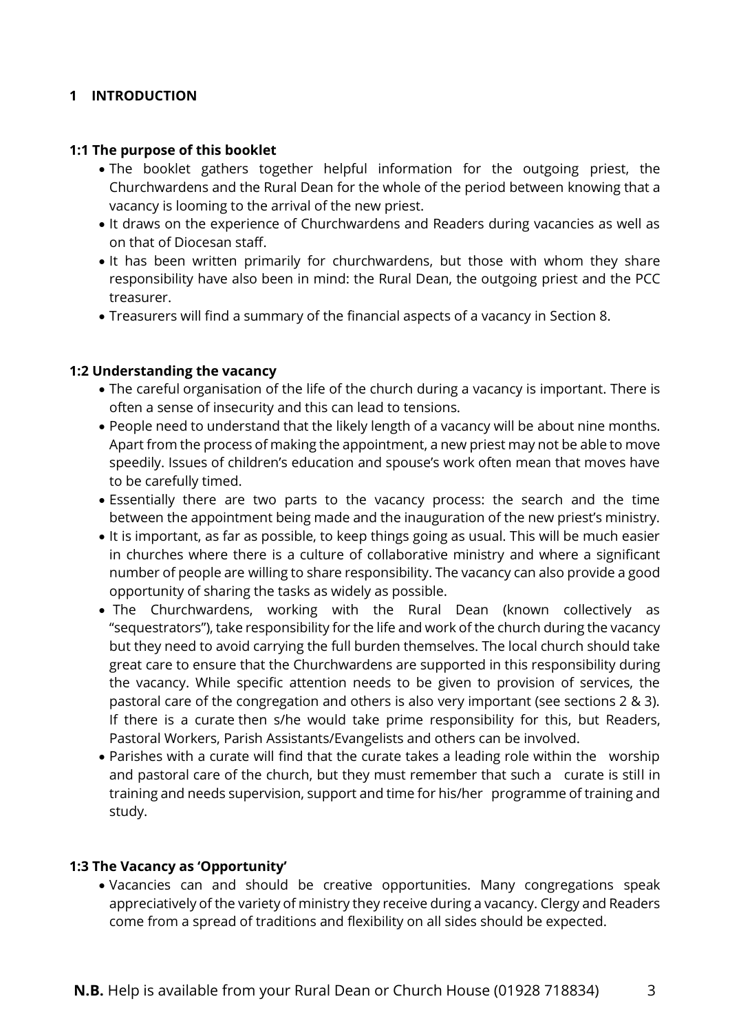## 1 INTRODUCTION

### 1:1 The purpose of this booklet

- The booklet gathers together helpful information for the outgoing priest, the Churchwardens and the Rural Dean for the whole of the period between knowing that a vacancy is looming to the arrival of the new priest.
- It draws on the experience of Churchwardens and Readers during vacancies as well as on that of Diocesan staff.
- It has been written primarily for churchwardens, but those with whom they share responsibility have also been in mind: the Rural Dean, the outgoing priest and the PCC treasurer.
- Treasurers will find a summary of the financial aspects of a vacancy in Section 8.

### 1:2 Understanding the vacancy

- The careful organisation of the life of the church during a vacancy is important. There is often a sense of insecurity and this can lead to tensions.
- People need to understand that the likely length of a vacancy will be about nine months. Apart from the process of making the appointment, a new priest may not be able to move speedily. Issues of children's education and spouse's work often mean that moves have to be carefully timed.
- Essentially there are two parts to the vacancy process: the search and the time between the appointment being made and the inauguration of the new priest's ministry.
- It is important, as far as possible, to keep things going as usual. This will be much easier in churches where there is a culture of collaborative ministry and where a significant number of people are willing to share responsibility. The vacancy can also provide a good opportunity of sharing the tasks as widely as possible.
- The Churchwardens, working with the Rural Dean (known collectively as "sequestrators"), take responsibility for the life and work of the church during the vacancy but they need to avoid carrying the full burden themselves. The local church should take great care to ensure that the Churchwardens are supported in this responsibility during the vacancy. While specific attention needs to be given to provision of services, the pastoral care of the congregation and others is also very important (see sections 2 & 3). If there is a curate then s/he would take prime responsibility for this, but Readers, Pastoral Workers, Parish Assistants/Evangelists and others can be involved.
- Parishes with a curate will find that the curate takes a leading role within the worship and pastoral care of the church, but they must remember that such a curate is still in training and needs supervision, support and time for his/her programme of training and study.

### 1:3 The Vacancy as 'Opportunity'

- Vacancies can and should be creative opportunities. Many congregations speak appreciatively of the variety of ministry they receive during a vacancy. Clergy and Readers come from a spread of traditions and flexibility on all sides should be expected.

**N.B.** Help is available from your Rural Dean or Church House (01928 718834)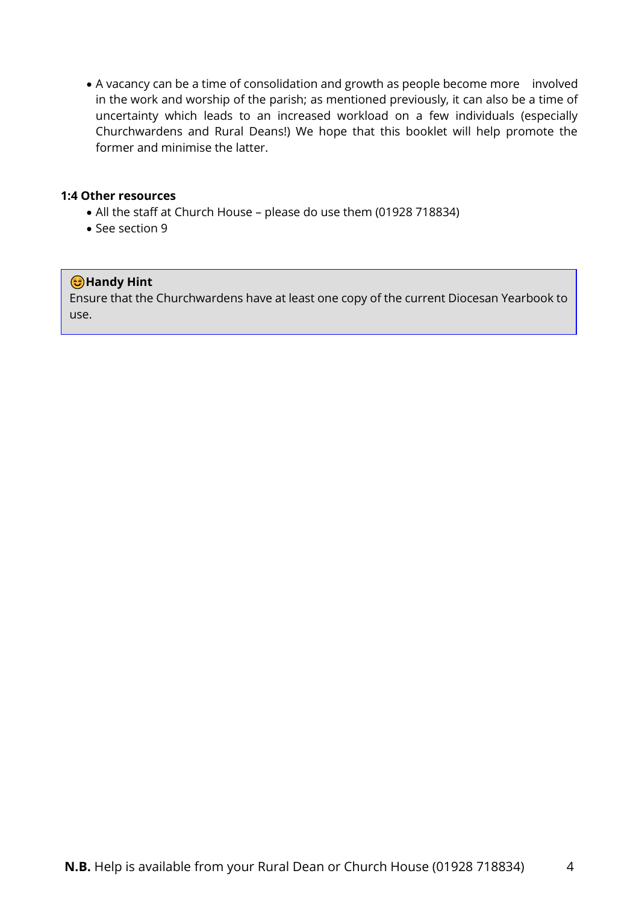- A vacancy can be a time of consolidation and growth as people become more involved in the work and worship of the parish; as mentioned previously, it can also be a time of uncertainty which leads to an increased workload on a few individuals (especially Churchwardens and Rural Deans!) We hope that this booklet will help promote the former and minimise the latter.

### 1:4 Other resources

- All the staff at Church House – please do use them (01928 718834)
- See section 9

> 😊**Handy Hint**
> Ensure that the Churchwardens have at least one copy of the current Diocesan Yearbook to use.

**N.B.** Help is available from your Rural Dean or Church House (01928 718834)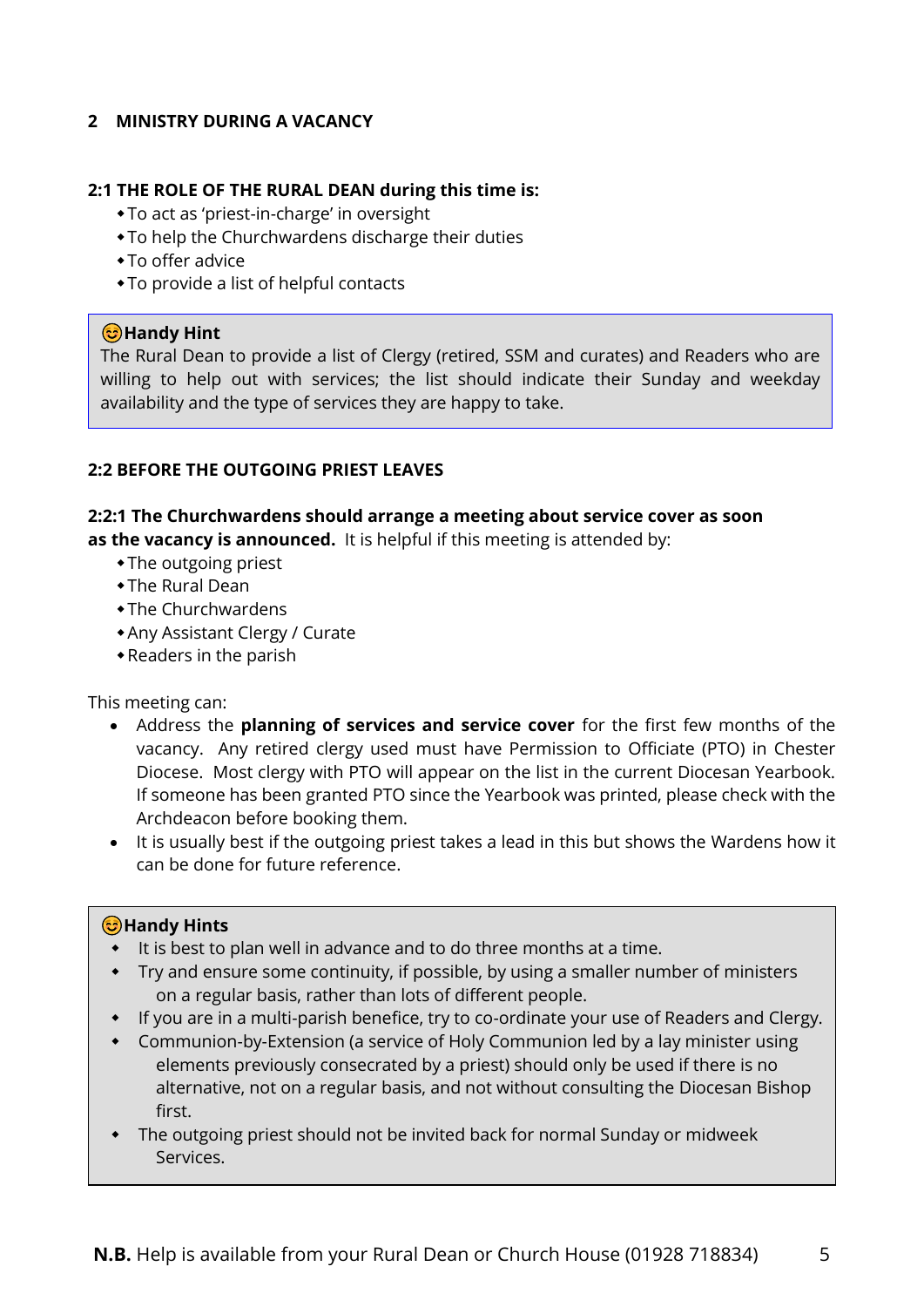## 2 MINISTRY DURING A VACANCY

### 2:1 THE ROLE OF THE RURAL DEAN during this time is:

- To act as 'priest-in-charge' in oversight
- To help the Churchwardens discharge their duties
- To offer advice
- To provide a list of helpful contacts

> 😊**Handy Hint**
> The Rural Dean to provide a list of Clergy (retired, SSM and curates) and Readers who are willing to help out with services; the list should indicate their Sunday and weekday availability and the type of services they are happy to take.

### 2:2 BEFORE THE OUTGOING PRIEST LEAVES

**2:2:1 The Churchwardens should arrange a meeting about service cover as soon as the vacancy is announced.** It is helpful if this meeting is attended by:

- The outgoing priest
- The Rural Dean
- The Churchwardens
- Any Assistant Clergy / Curate
- Readers in the parish

This meeting can:

- Address the **planning of services and service cover** for the first few months of the vacancy. Any retired clergy used must have Permission to Officiate (PTO) in Chester Diocese. Most clergy with PTO will appear on the list in the current Diocesan Yearbook. If someone has been granted PTO since the Yearbook was printed, please check with the Archdeacon before booking them.
- It is usually best if the outgoing priest takes a lead in this but shows the Wardens how it can be done for future reference.

> 😊**Handy Hints**
> - It is best to plan well in advance and to do three months at a time.
> - Try and ensure some continuity, if possible, by using a smaller number of ministers on a regular basis, rather than lots of different people.
> - If you are in a multi-parish benefice, try to co-ordinate your use of Readers and Clergy.
> - Communion-by-Extension (a service of Holy Communion led by a lay minister using elements previously consecrated by a priest) should only be used if there is no alternative, not on a regular basis, and not without consulting the Diocesan Bishop first.
> - The outgoing priest should not be invited back for normal Sunday or midweek Services.

**N.B.** Help is available from your Rural Dean or Church House (01928 718834)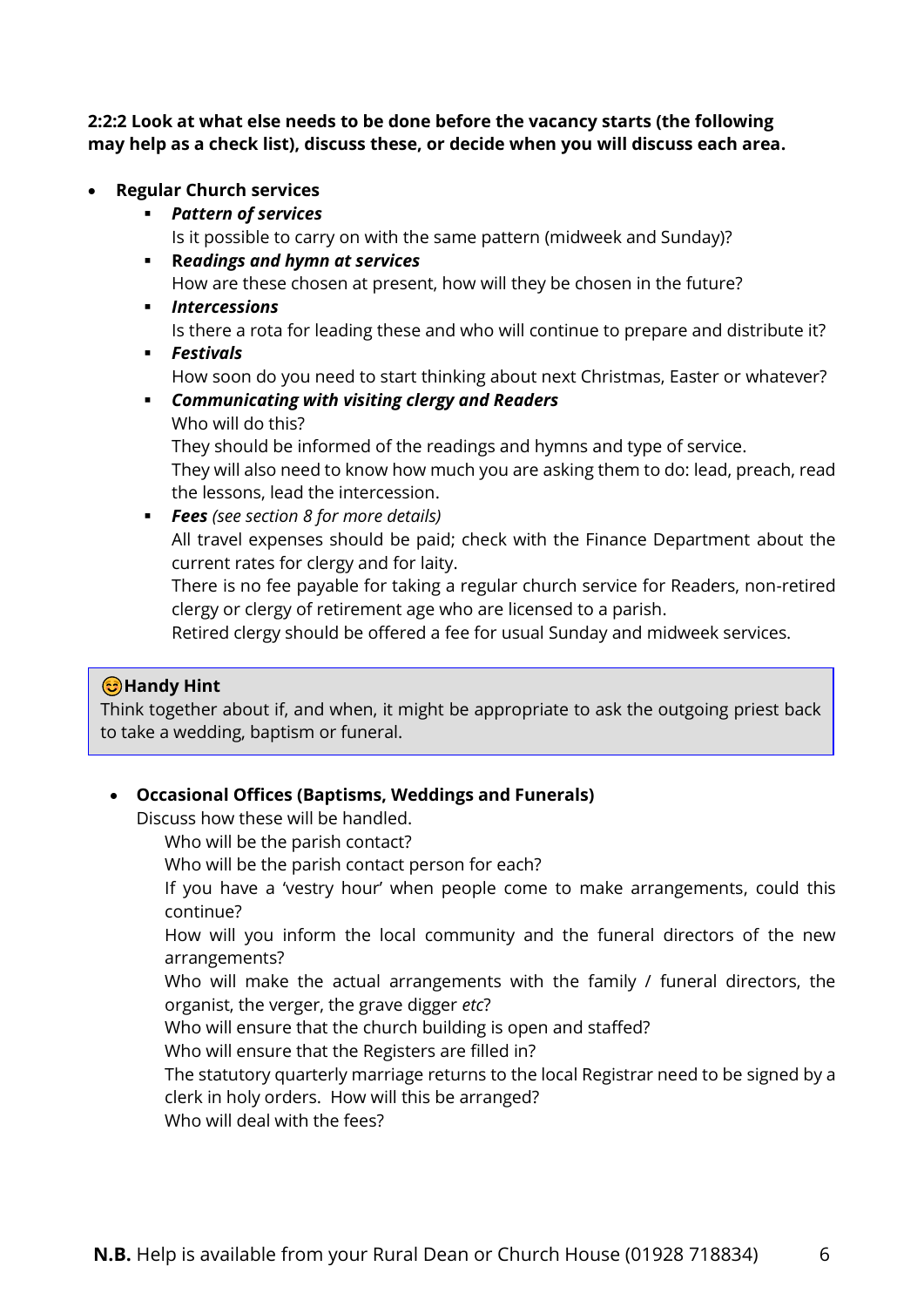**2:2:2 Look at what else needs to be done before the vacancy starts (the following may help as a check list), discuss these, or decide when you will discuss each area.**

- **Regular Church services**
  - ***Pattern of services***
    Is it possible to carry on with the same pattern (midweek and Sunday)?
  - **R*eadings and hymn at services***
    How are these chosen at present, how will they be chosen in the future?
  - ***Intercessions***
    Is there a rota for leading these and who will continue to prepare and distribute it?
  - ***Festivals***
    How soon do you need to start thinking about next Christmas, Easter or whatever?
  - ***Communicating with visiting clergy and Readers***
    Who will do this?
    They should be informed of the readings and hymns and type of service.
    They will also need to know how much you are asking them to do: lead, preach, read the lessons, lead the intercession.
  - ***Fees*** *(see section 8 for more details)*
    All travel expenses should be paid; check with the Finance Department about the current rates for clergy and for laity.
    There is no fee payable for taking a regular church service for Readers, non-retired clergy or clergy of retirement age who are licensed to a parish.
    Retired clergy should be offered a fee for usual Sunday and midweek services.

> 😊**Handy Hint**
> Think together about if, and when, it might be appropriate to ask the outgoing priest back to take a wedding, baptism or funeral.

- **Occasional Offices (Baptisms, Weddings and Funerals)**
  Discuss how these will be handled.
  Who will be the parish contact?
  Who will be the parish contact person for each?
  If you have a 'vestry hour' when people come to make arrangements, could this continue?
  How will you inform the local community and the funeral directors of the new arrangements?
  Who will make the actual arrangements with the family / funeral directors, the organist, the verger, the grave digger *etc*?
  Who will ensure that the church building is open and staffed?
  Who will ensure that the Registers are filled in?
  The statutory quarterly marriage returns to the local Registrar need to be signed by a clerk in holy orders. How will this be arranged?
  Who will deal with the fees?

**N.B.** Help is available from your Rural Dean or Church House (01928 718834)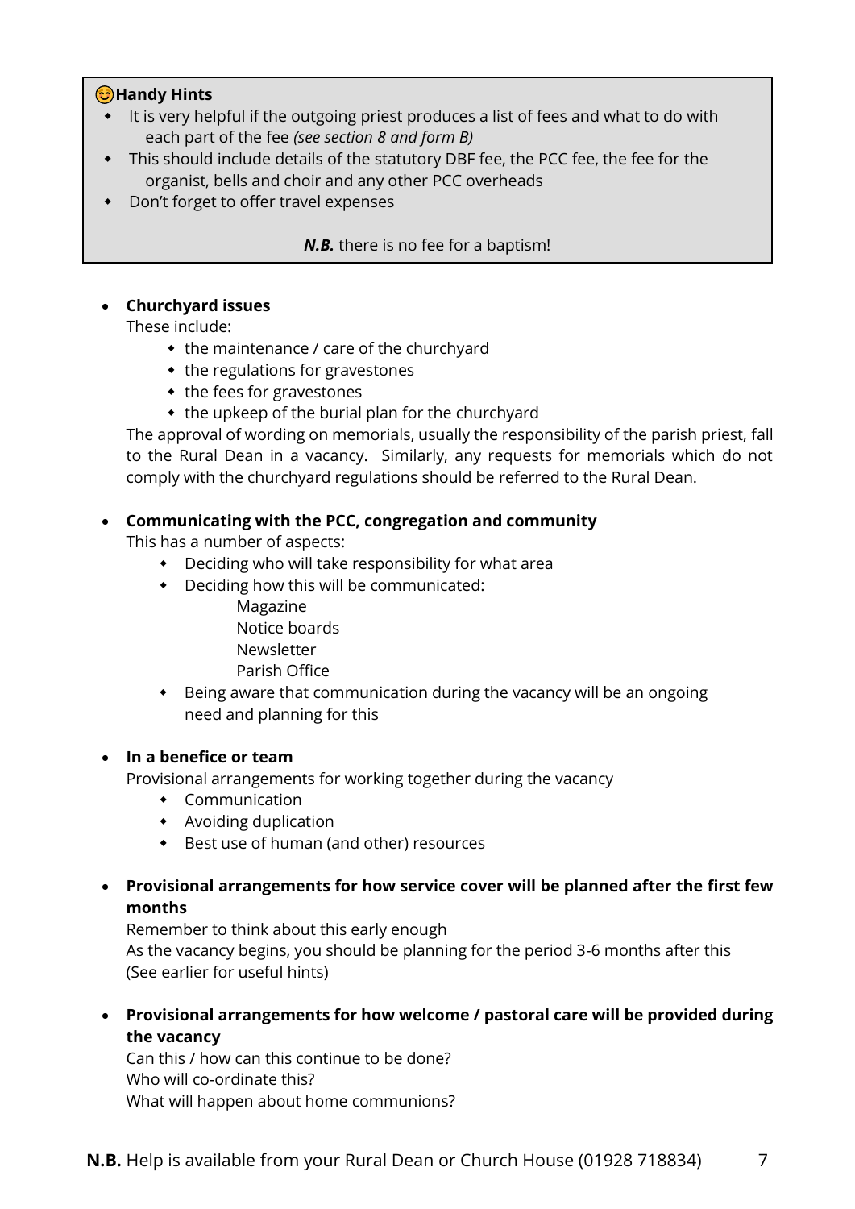**😊Handy Hints**

- It is very helpful if the outgoing priest produces a list of fees and what to do with each part of the fee *(see section 8 and form B)*
- This should include details of the statutory DBF fee, the PCC fee, the fee for the organist, bells and choir and any other PCC overheads
- Don't forget to offer travel expenses

***N.B.*** there is no fee for a baptism!

- **Churchyard issues**

  These include:

  - the maintenance / care of the churchyard
  - the regulations for gravestones
  - the fees for gravestones
  - the upkeep of the burial plan for the churchyard

  The approval of wording on memorials, usually the responsibility of the parish priest, fall to the Rural Dean in a vacancy. Similarly, any requests for memorials which do not comply with the churchyard regulations should be referred to the Rural Dean.

- **Communicating with the PCC, congregation and community**

  This has a number of aspects:

  - Deciding who will take responsibility for what area
  - Deciding how this will be communicated:

    Magazine
    Notice boards
    Newsletter
    Parish Office

  - Being aware that communication during the vacancy will be an ongoing need and planning for this

- **In a benefice or team**

  Provisional arrangements for working together during the vacancy

  - Communication
  - Avoiding duplication
  - Best use of human (and other) resources

- **Provisional arrangements for how service cover will be planned after the first few months**

  Remember to think about this early enough
  As the vacancy begins, you should be planning for the period 3-6 months after this
  (See earlier for useful hints)

- **Provisional arrangements for how welcome / pastoral care will be provided during the vacancy**

  Can this / how can this continue to be done?
  Who will co-ordinate this?
  What will happen about home communions?

**N.B.** Help is available from your Rural Dean or Church House (01928 718834)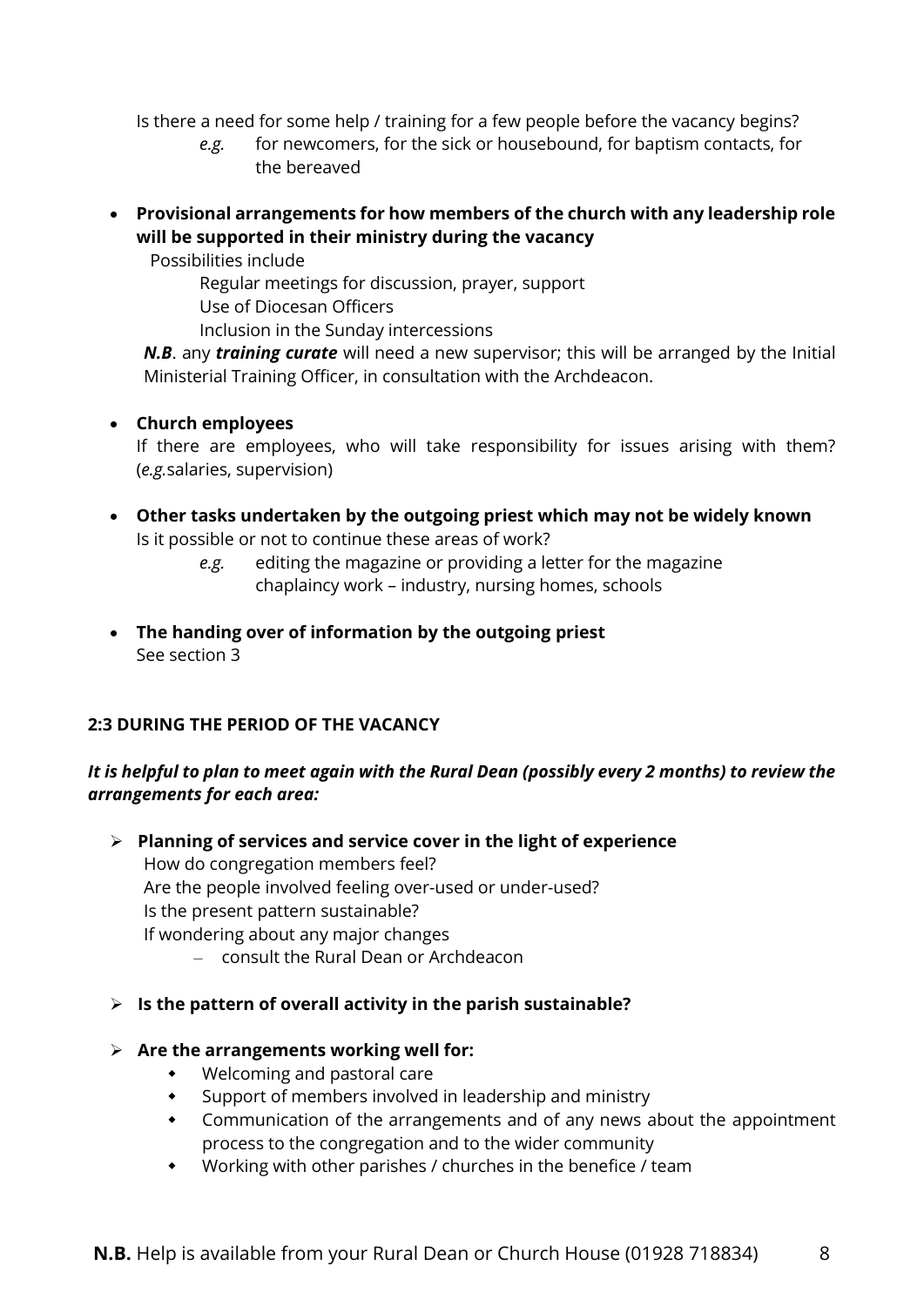Is there a need for some help / training for a few people before the vacancy begins?

*e.g.* for newcomers, for the sick or housebound, for baptism contacts, for the bereaved

- **Provisional arrangements for how members of the church with any leadership role will be supported in their ministry during the vacancy**

  Possibilities include

  Regular meetings for discussion, prayer, support

  Use of Diocesan Officers

  Inclusion in the Sunday intercessions

  ***N.B***. any ***training curate*** will need a new supervisor; this will be arranged by the Initial Ministerial Training Officer, in consultation with the Archdeacon.

- **Church employees**

  If there are employees, who will take responsibility for issues arising with them? (*e.g.*salaries, supervision)

- **Other tasks undertaken by the outgoing priest which may not be widely known**

  Is it possible or not to continue these areas of work?

  *e.g.* editing the magazine or providing a letter for the magazine

  chaplaincy work – industry, nursing homes, schools

- **The handing over of information by the outgoing priest**

  See section 3

### 2:3 DURING THE PERIOD OF THE VACANCY

***It is helpful to plan to meet again with the Rural Dean (possibly every 2 months) to review the arrangements for each area:***

- **Planning of services and service cover in the light of experience**

  How do congregation members feel?

  Are the people involved feeling over-used or under-used?

  Is the present pattern sustainable?

  If wondering about any major changes

  - consult the Rural Dean or Archdeacon

- **Is the pattern of overall activity in the parish sustainable?**

- **Are the arrangements working well for:**
  - Welcoming and pastoral care
  - Support of members involved in leadership and ministry
  - Communication of the arrangements and of any news about the appointment process to the congregation and to the wider community
  - Working with other parishes / churches in the benefice / team

**N.B.** Help is available from your Rural Dean or Church House (01928 718834)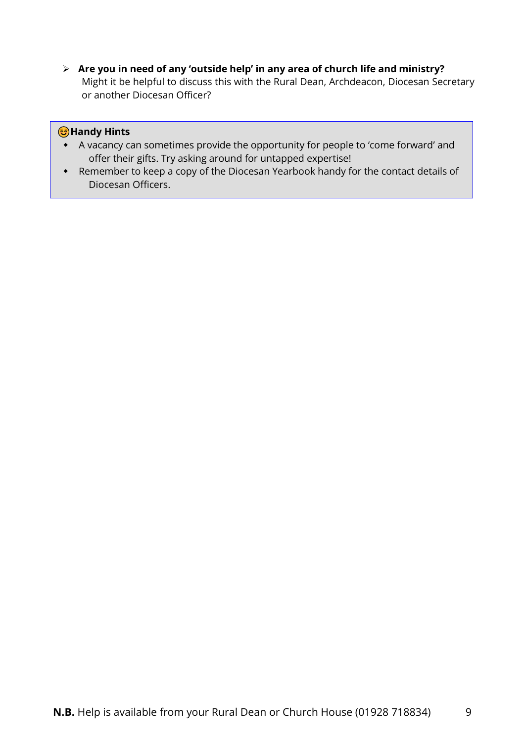- **Are you in need of any 'outside help' in any area of church life and ministry?**
  Might it be helpful to discuss this with the Rural Dean, Archdeacon, Diocesan Secretary or another Diocesan Officer?

> 😊**Handy Hints**
> - A vacancy can sometimes provide the opportunity for people to 'come forward' and offer their gifts. Try asking around for untapped expertise!
> - Remember to keep a copy of the Diocesan Yearbook handy for the contact details of Diocesan Officers.

**N.B.** Help is available from your Rural Dean or Church House (01928 718834)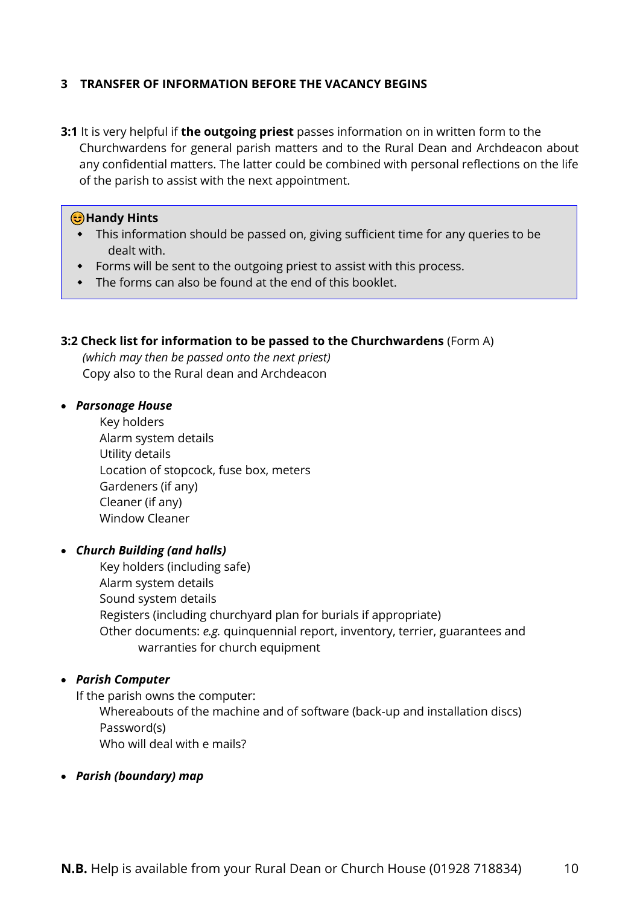## 3 TRANSFER OF INFORMATION BEFORE THE VACANCY BEGINS

**3:1** It is very helpful if **the outgoing priest** passes information on in written form to the Churchwardens for general parish matters and to the Rural Dean and Archdeacon about any confidential matters. The latter could be combined with personal reflections on the life of the parish to assist with the next appointment.

> 😊**Handy Hints**
> - This information should be passed on, giving sufficient time for any queries to be dealt with.
> - Forms will be sent to the outgoing priest to assist with this process.
> - The forms can also be found at the end of this booklet.

**3:2 Check list for information to be passed to the Churchwardens** (Form A)
*(which may then be passed onto the next priest)*
Copy also to the Rural dean and Archdeacon

- ***Parsonage House***
  - Key holders
  - Alarm system details
  - Utility details
  - Location of stopcock, fuse box, meters
  - Gardeners (if any)
  - Cleaner (if any)
  - Window Cleaner

- ***Church Building (and halls)***
  - Key holders (including safe)
  - Alarm system details
  - Sound system details
  - Registers (including churchyard plan for burials if appropriate)
  - Other documents: *e.g.* quinquennial report, inventory, terrier, guarantees and warranties for church equipment

- ***Parish Computer***

  If the parish owns the computer:
  - Whereabouts of the machine and of software (back-up and installation discs)
  - Password(s)
  - Who will deal with e mails?

- ***Parish (boundary) map***

**N.B.** Help is available from your Rural Dean or Church House (01928 718834)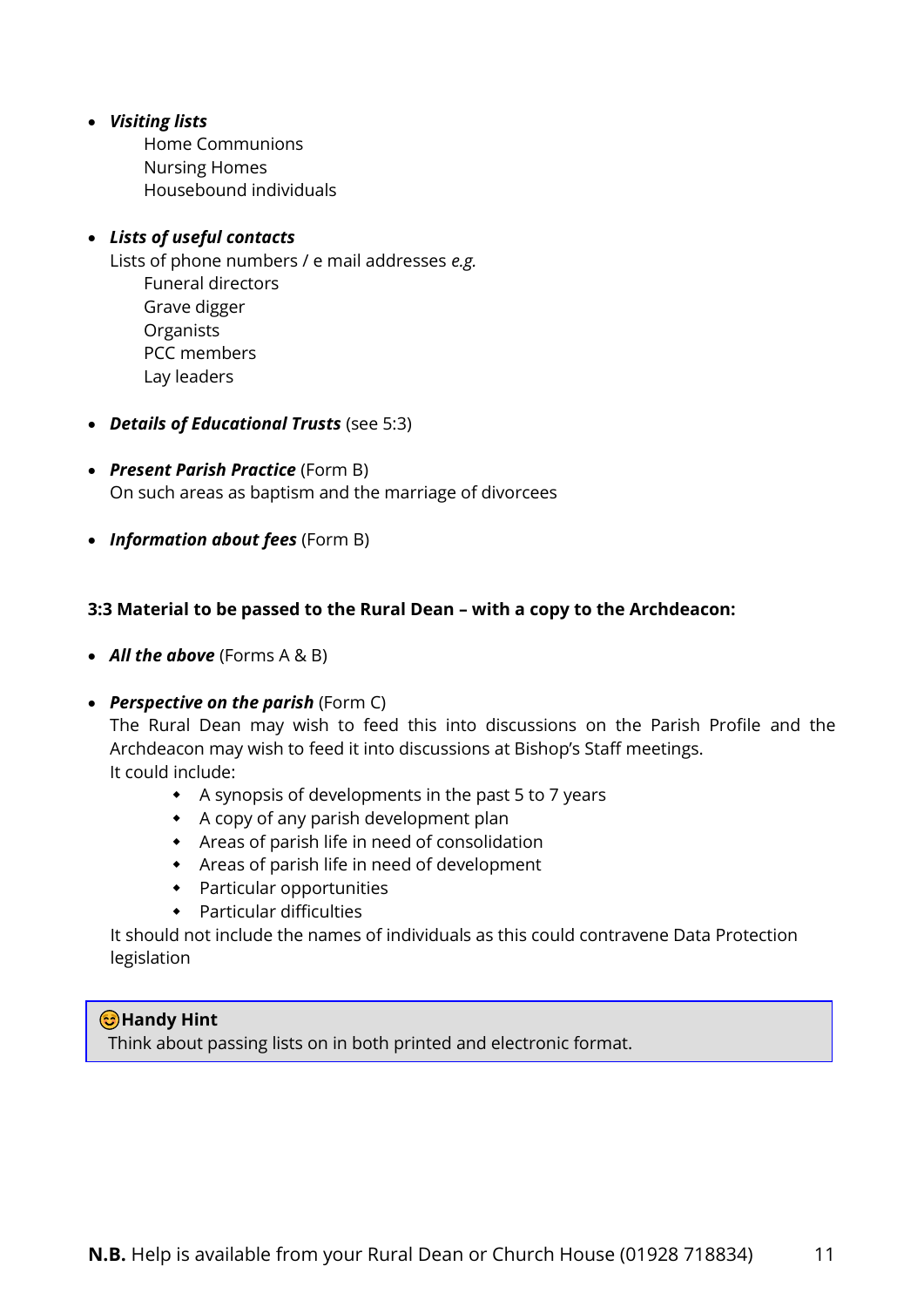- ***Visiting lists***
  - Home Communions
  - Nursing Homes
  - Housebound individuals

- ***Lists of useful contacts***
  Lists of phone numbers / e mail addresses *e.g.*
  - Funeral directors
  - Grave digger
  - Organists
  - PCC members
  - Lay leaders

- ***Details of Educational Trusts*** (see 5:3)

- ***Present Parish Practice*** (Form B)
  On such areas as baptism and the marriage of divorcees

- ***Information about fees*** (Form B)

**3:3 Material to be passed to the Rural Dean – with a copy to the Archdeacon:**

- ***All the above*** (Forms A & B)

- ***Perspective on the parish*** (Form C)
  The Rural Dean may wish to feed this into discussions on the Parish Profile and the Archdeacon may wish to feed it into discussions at Bishop's Staff meetings.
  It could include:
  - A synopsis of developments in the past 5 to 7 years
  - A copy of any parish development plan
  - Areas of parish life in need of consolidation
  - Areas of parish life in need of development
  - Particular opportunities
  - Particular difficulties

  It should not include the names of individuals as this could contravene Data Protection legislation

> 😊**Handy Hint**
> Think about passing lists on in both printed and electronic format.

**N.B.** Help is available from your Rural Dean or Church House (01928 718834)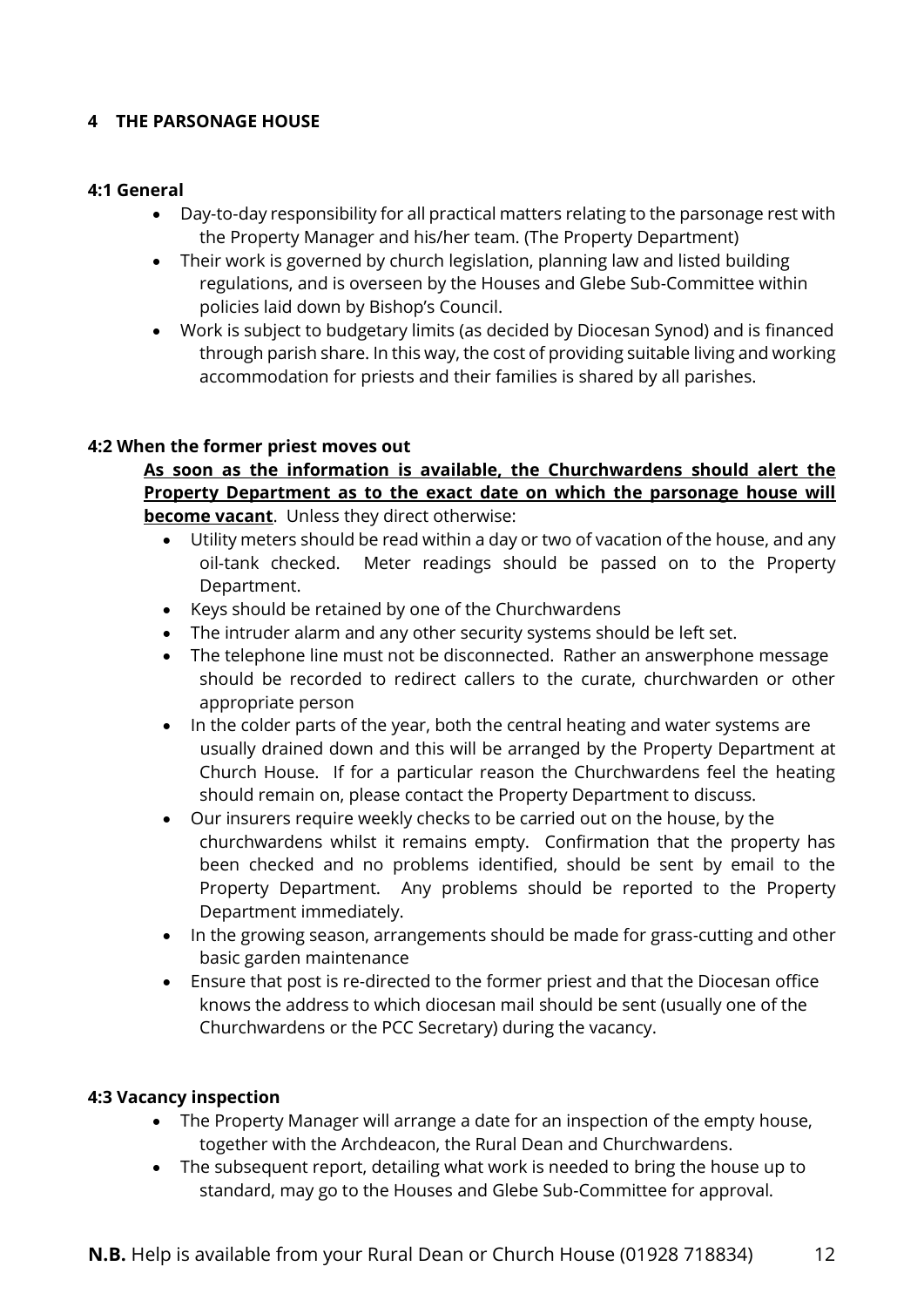# 4 THE PARSONAGE HOUSE

## 4:1 General

- Day-to-day responsibility for all practical matters relating to the parsonage rest with the Property Manager and his/her team. (The Property Department)
- Their work is governed by church legislation, planning law and listed building regulations, and is overseen by the Houses and Glebe Sub-Committee within policies laid down by Bishop's Council.
- Work is subject to budgetary limits (as decided by Diocesan Synod) and is financed through parish share. In this way, the cost of providing suitable living and working accommodation for priests and their families is shared by all parishes.

## 4:2 When the former priest moves out

**<u>As soon as the information is available, the Churchwardens should alert the Property Department as to the exact date on which the parsonage house will become vacant</u>**. Unless they direct otherwise:

- Utility meters should be read within a day or two of vacation of the house, and any oil-tank checked. Meter readings should be passed on to the Property Department.
- Keys should be retained by one of the Churchwardens
- The intruder alarm and any other security systems should be left set.
- The telephone line must not be disconnected. Rather an answerphone message should be recorded to redirect callers to the curate, churchwarden or other appropriate person
- In the colder parts of the year, both the central heating and water systems are usually drained down and this will be arranged by the Property Department at Church House. If for a particular reason the Churchwardens feel the heating should remain on, please contact the Property Department to discuss.
- Our insurers require weekly checks to be carried out on the house, by the churchwardens whilst it remains empty. Confirmation that the property has been checked and no problems identified, should be sent by email to the Property Department. Any problems should be reported to the Property Department immediately.
- In the growing season, arrangements should be made for grass-cutting and other basic garden maintenance
- Ensure that post is re-directed to the former priest and that the Diocesan office knows the address to which diocesan mail should be sent (usually one of the Churchwardens or the PCC Secretary) during the vacancy.

## 4:3 Vacancy inspection

- The Property Manager will arrange a date for an inspection of the empty house, together with the Archdeacon, the Rural Dean and Churchwardens.
- The subsequent report, detailing what work is needed to bring the house up to standard, may go to the Houses and Glebe Sub-Committee for approval.

**N.B.** Help is available from your Rural Dean or Church House (01928 718834)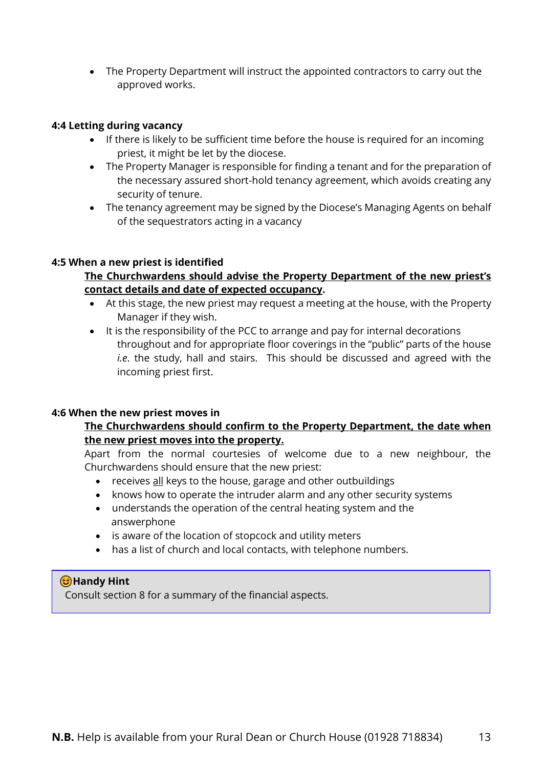- The Property Department will instruct the appointed contractors to carry out the approved works.

### 4:4 Letting during vacancy

- If there is likely to be sufficient time before the house is required for an incoming priest, it might be let by the diocese.
- The Property Manager is responsible for finding a tenant and for the preparation of the necessary assured short-hold tenancy agreement, which avoids creating any security of tenure.
- The tenancy agreement may be signed by the Diocese's Managing Agents on behalf of the sequestrators acting in a vacancy

### 4:5 When a new priest is identified

**The Churchwardens should advise the Property Department of the new priest's contact details and date of expected occupancy.**

- At this stage, the new priest may request a meeting at the house, with the Property Manager if they wish.
- It is the responsibility of the PCC to arrange and pay for internal decorations throughout and for appropriate floor coverings in the "public" parts of the house *i.e*. the study, hall and stairs. This should be discussed and agreed with the incoming priest first.

### 4:6 When the new priest moves in

**The Churchwardens should confirm to the Property Department, the date when the new priest moves into the property.**

Apart from the normal courtesies of welcome due to a new neighbour, the Churchwardens should ensure that the new priest:

- receives all keys to the house, garage and other outbuildings
- knows how to operate the intruder alarm and any other security systems
- understands the operation of the central heating system and the answerphone
- is aware of the location of stopcock and utility meters
- has a list of church and local contacts, with telephone numbers.

> 😊**Handy Hint**
> Consult section 8 for a summary of the financial aspects.

**N.B.** Help is available from your Rural Dean or Church House (01928 718834)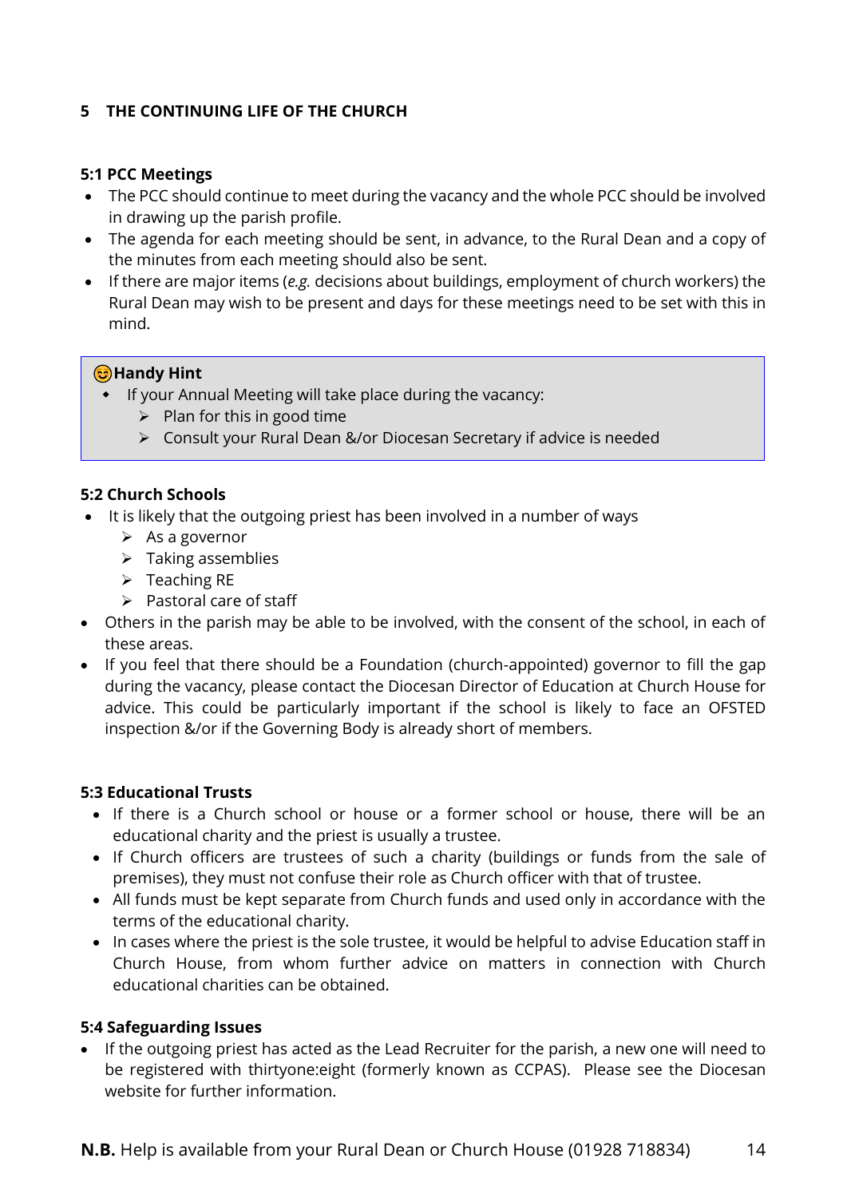## 5 THE CONTINUING LIFE OF THE CHURCH

### 5:1 PCC Meetings

- The PCC should continue to meet during the vacancy and the whole PCC should be involved in drawing up the parish profile.
- The agenda for each meeting should be sent, in advance, to the Rural Dean and a copy of the minutes from each meeting should also be sent.
- If there are major items (*e.g.* decisions about buildings, employment of church workers) the Rural Dean may wish to be present and days for these meetings need to be set with this in mind.

> 😊 **Handy Hint**
> - If your Annual Meeting will take place during the vacancy:
>   - Plan for this in good time
>   - Consult your Rural Dean &/or Diocesan Secretary if advice is needed

### 5:2 Church Schools

- It is likely that the outgoing priest has been involved in a number of ways
  - As a governor
  - Taking assemblies
  - Teaching RE
  - Pastoral care of staff
- Others in the parish may be able to be involved, with the consent of the school, in each of these areas.
- If you feel that there should be a Foundation (church-appointed) governor to fill the gap during the vacancy, please contact the Diocesan Director of Education at Church House for advice. This could be particularly important if the school is likely to face an OFSTED inspection &/or if the Governing Body is already short of members.

### 5:3 Educational Trusts

- If there is a Church school or house or a former school or house, there will be an educational charity and the priest is usually a trustee.
- If Church officers are trustees of such a charity (buildings or funds from the sale of premises), they must not confuse their role as Church officer with that of trustee.
- All funds must be kept separate from Church funds and used only in accordance with the terms of the educational charity.
- In cases where the priest is the sole trustee, it would be helpful to advise Education staff in Church House, from whom further advice on matters in connection with Church educational charities can be obtained.

### 5:4 Safeguarding Issues

- If the outgoing priest has acted as the Lead Recruiter for the parish, a new one will need to be registered with thirtyone:eight (formerly known as CCPAS). Please see the Diocesan website for further information.

**N.B.** Help is available from your Rural Dean or Church House (01928 718834)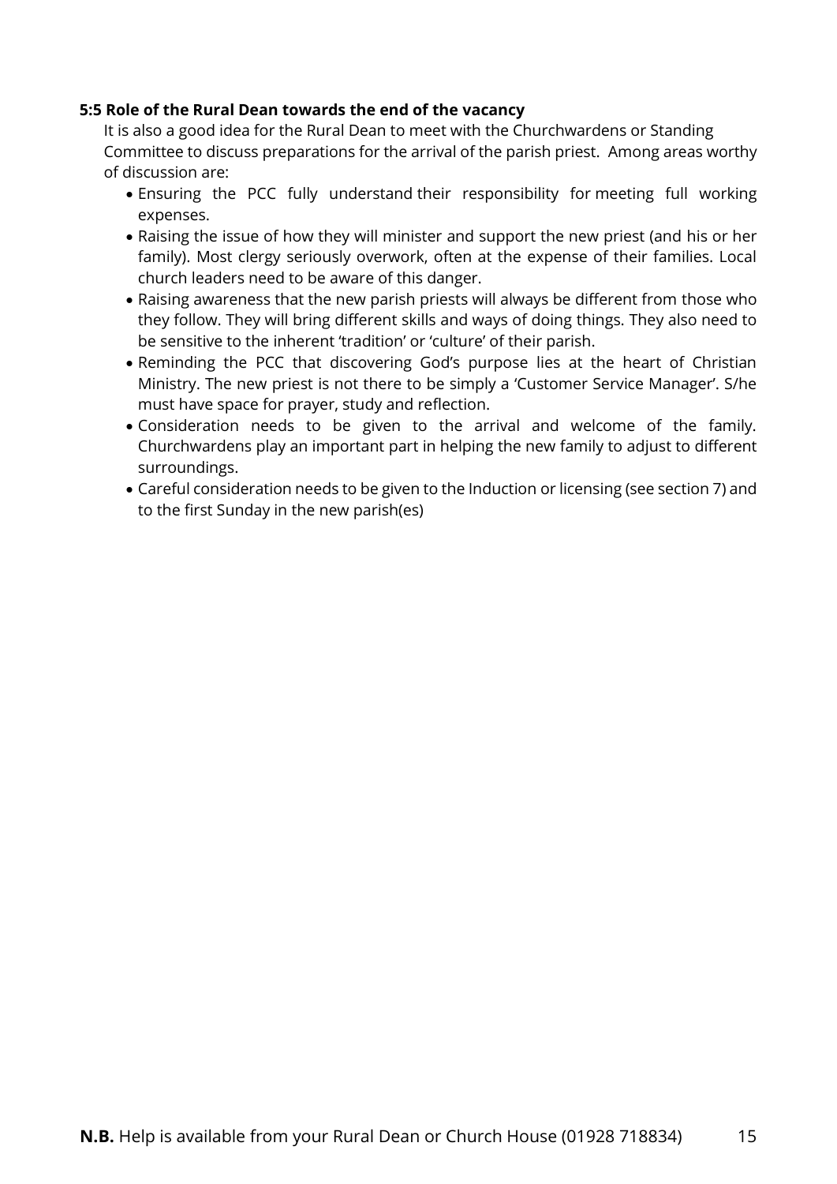**5:5 Role of the Rural Dean towards the end of the vacancy**

It is also a good idea for the Rural Dean to meet with the Churchwardens or Standing Committee to discuss preparations for the arrival of the parish priest. Among areas worthy of discussion are:

- Ensuring the PCC fully understand their responsibility for meeting full working expenses.
- Raising the issue of how they will minister and support the new priest (and his or her family). Most clergy seriously overwork, often at the expense of their families. Local church leaders need to be aware of this danger.
- Raising awareness that the new parish priests will always be different from those who they follow. They will bring different skills and ways of doing things. They also need to be sensitive to the inherent 'tradition' or 'culture' of their parish.
- Reminding the PCC that discovering God's purpose lies at the heart of Christian Ministry. The new priest is not there to be simply a 'Customer Service Manager'. S/he must have space for prayer, study and reflection.
- Consideration needs to be given to the arrival and welcome of the family. Churchwardens play an important part in helping the new family to adjust to different surroundings.
- Careful consideration needs to be given to the Induction or licensing (see section 7) and to the first Sunday in the new parish(es)

**N.B.** Help is available from your Rural Dean or Church House (01928 718834)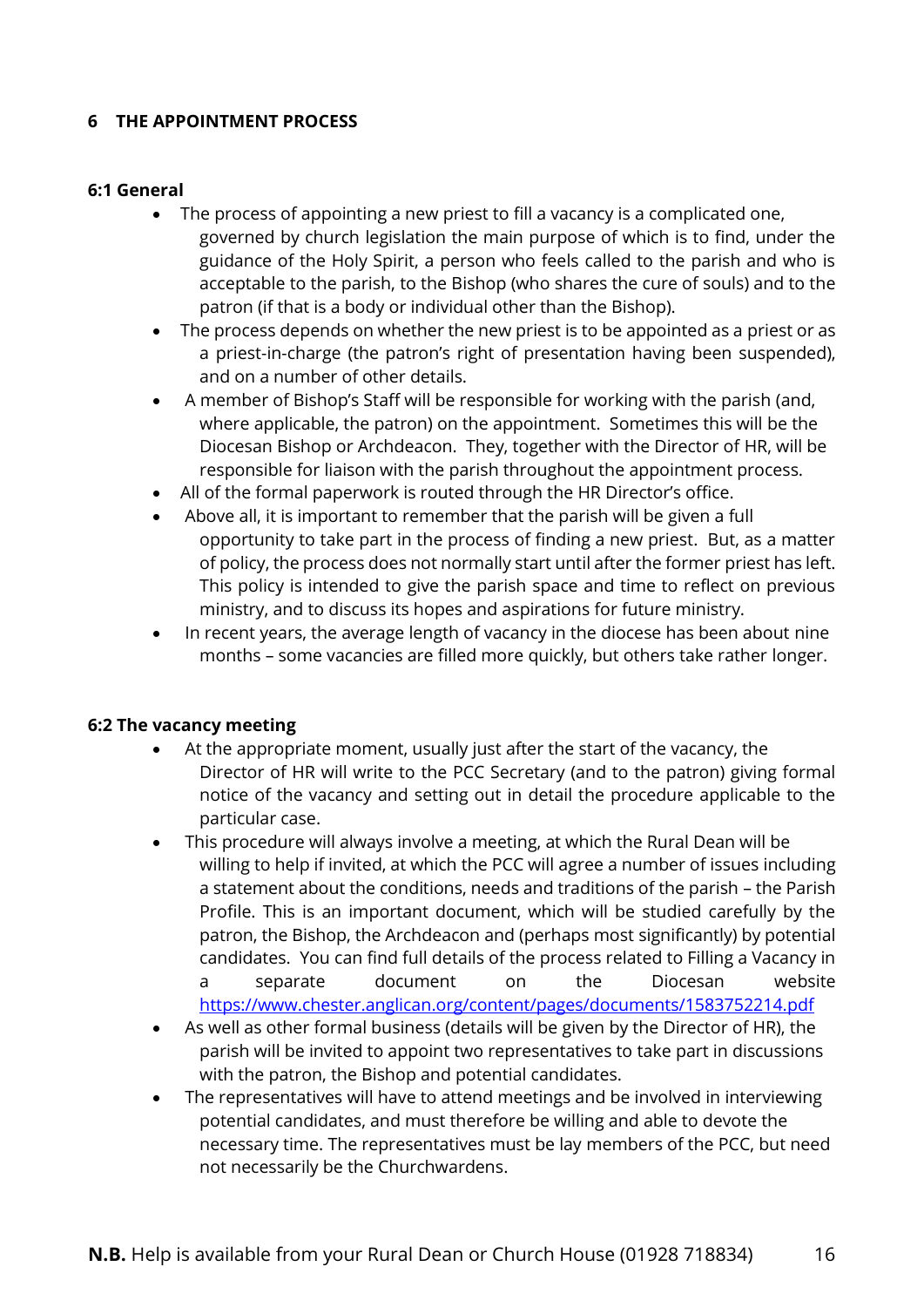## 6 THE APPOINTMENT PROCESS

### 6:1 General

- The process of appointing a new priest to fill a vacancy is a complicated one, governed by church legislation the main purpose of which is to find, under the guidance of the Holy Spirit, a person who feels called to the parish and who is acceptable to the parish, to the Bishop (who shares the cure of souls) and to the patron (if that is a body or individual other than the Bishop).
- The process depends on whether the new priest is to be appointed as a priest or as a priest-in-charge (the patron's right of presentation having been suspended), and on a number of other details.
- A member of Bishop's Staff will be responsible for working with the parish (and, where applicable, the patron) on the appointment. Sometimes this will be the Diocesan Bishop or Archdeacon. They, together with the Director of HR, will be responsible for liaison with the parish throughout the appointment process.
- All of the formal paperwork is routed through the HR Director's office.
- Above all, it is important to remember that the parish will be given a full opportunity to take part in the process of finding a new priest. But, as a matter of policy, the process does not normally start until after the former priest has left. This policy is intended to give the parish space and time to reflect on previous ministry, and to discuss its hopes and aspirations for future ministry.
- In recent years, the average length of vacancy in the diocese has been about nine months – some vacancies are filled more quickly, but others take rather longer.

### 6:2 The vacancy meeting

- At the appropriate moment, usually just after the start of the vacancy, the Director of HR will write to the PCC Secretary (and to the patron) giving formal notice of the vacancy and setting out in detail the procedure applicable to the particular case.
- This procedure will always involve a meeting, at which the Rural Dean will be willing to help if invited, at which the PCC will agree a number of issues including a statement about the conditions, needs and traditions of the parish – the Parish Profile. This is an important document, which will be studied carefully by the patron, the Bishop, the Archdeacon and (perhaps most significantly) by potential candidates. You can find full details of the process related to Filling a Vacancy in a separate document on the Diocesan website https://www.chester.anglican.org/content/pages/documents/1583752214.pdf
- As well as other formal business (details will be given by the Director of HR), the parish will be invited to appoint two representatives to take part in discussions with the patron, the Bishop and potential candidates.
- The representatives will have to attend meetings and be involved in interviewing potential candidates, and must therefore be willing and able to devote the necessary time. The representatives must be lay members of the PCC, but need not necessarily be the Churchwardens.

**N.B.** Help is available from your Rural Dean or Church House (01928 718834)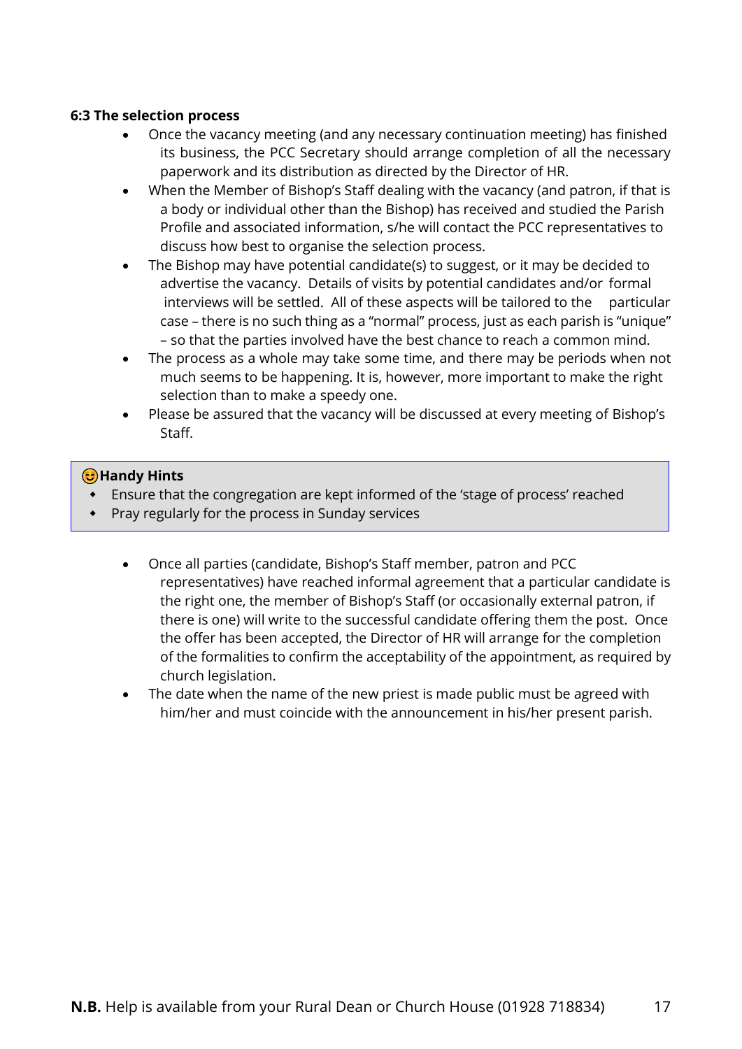**6:3 The selection process**

- Once the vacancy meeting (and any necessary continuation meeting) has finished its business, the PCC Secretary should arrange completion of all the necessary paperwork and its distribution as directed by the Director of HR.
- When the Member of Bishop's Staff dealing with the vacancy (and patron, if that is a body or individual other than the Bishop) has received and studied the Parish Profile and associated information, s/he will contact the PCC representatives to discuss how best to organise the selection process.
- The Bishop may have potential candidate(s) to suggest, or it may be decided to advertise the vacancy. Details of visits by potential candidates and/or formal interviews will be settled. All of these aspects will be tailored to the particular case – there is no such thing as a "normal" process, just as each parish is "unique" – so that the parties involved have the best chance to reach a common mind.
- The process as a whole may take some time, and there may be periods when not much seems to be happening. It is, however, more important to make the right selection than to make a speedy one.
- Please be assured that the vacancy will be discussed at every meeting of Bishop's Staff.

> 😊**Handy Hints**
> - Ensure that the congregation are kept informed of the 'stage of process' reached
> - Pray regularly for the process in Sunday services

- Once all parties (candidate, Bishop's Staff member, patron and PCC representatives) have reached informal agreement that a particular candidate is the right one, the member of Bishop's Staff (or occasionally external patron, if there is one) will write to the successful candidate offering them the post. Once the offer has been accepted, the Director of HR will arrange for the completion of the formalities to confirm the acceptability of the appointment, as required by church legislation.
- The date when the name of the new priest is made public must be agreed with him/her and must coincide with the announcement in his/her present parish.

**N.B.** Help is available from your Rural Dean or Church House (01928 718834)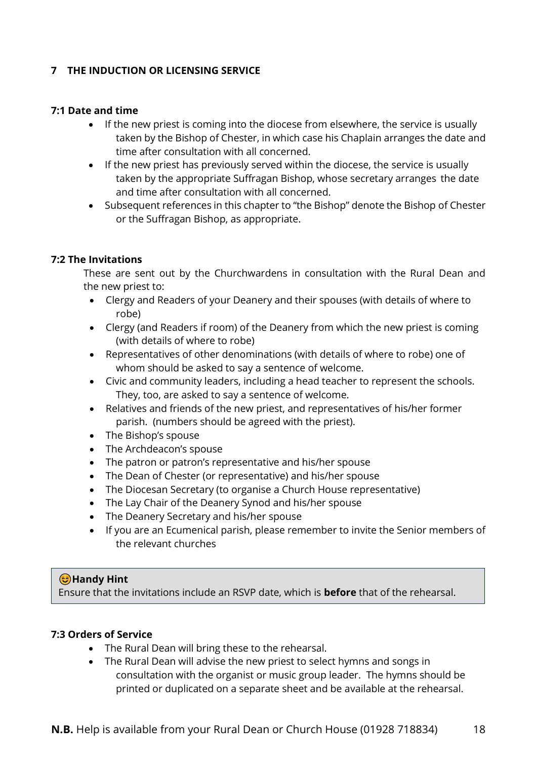## 7 THE INDUCTION OR LICENSING SERVICE

### 7:1 Date and time

- If the new priest is coming into the diocese from elsewhere, the service is usually taken by the Bishop of Chester, in which case his Chaplain arranges the date and time after consultation with all concerned.
- If the new priest has previously served within the diocese, the service is usually taken by the appropriate Suffragan Bishop, whose secretary arranges the date and time after consultation with all concerned.
- Subsequent references in this chapter to "the Bishop" denote the Bishop of Chester or the Suffragan Bishop, as appropriate.

### 7:2 The Invitations

These are sent out by the Churchwardens in consultation with the Rural Dean and the new priest to:

- Clergy and Readers of your Deanery and their spouses (with details of where to robe)
- Clergy (and Readers if room) of the Deanery from which the new priest is coming (with details of where to robe)
- Representatives of other denominations (with details of where to robe) one of whom should be asked to say a sentence of welcome.
- Civic and community leaders, including a head teacher to represent the schools. They, too, are asked to say a sentence of welcome.
- Relatives and friends of the new priest, and representatives of his/her former parish. (numbers should be agreed with the priest).
- The Bishop's spouse
- The Archdeacon's spouse
- The patron or patron's representative and his/her spouse
- The Dean of Chester (or representative) and his/her spouse
- The Diocesan Secretary (to organise a Church House representative)
- The Lay Chair of the Deanery Synod and his/her spouse
- The Deanery Secretary and his/her spouse
- If you are an Ecumenical parish, please remember to invite the Senior members of the relevant churches

> 😊**Handy Hint**
> Ensure that the invitations include an RSVP date, which is **before** that of the rehearsal.

### 7:3 Orders of Service

- The Rural Dean will bring these to the rehearsal.
- The Rural Dean will advise the new priest to select hymns and songs in consultation with the organist or music group leader. The hymns should be printed or duplicated on a separate sheet and be available at the rehearsal.

**N.B.** Help is available from your Rural Dean or Church House (01928 718834)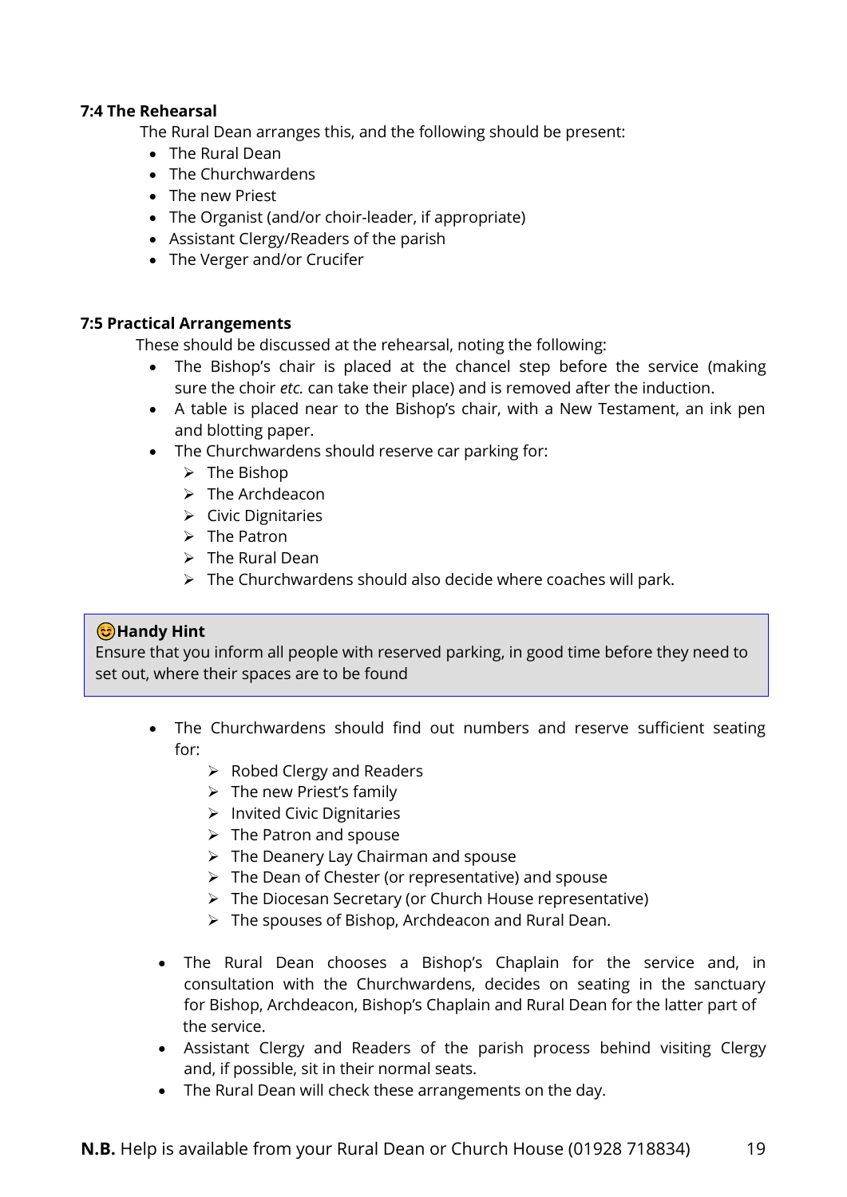**7:4 The Rehearsal**

The Rural Dean arranges this, and the following should be present:

- The Rural Dean
- The Churchwardens
- The new Priest
- The Organist (and/or choir-leader, if appropriate)
- Assistant Clergy/Readers of the parish
- The Verger and/or Crucifer

**7:5 Practical Arrangements**

These should be discussed at the rehearsal, noting the following:

- The Bishop's chair is placed at the chancel step before the service (making sure the choir *etc.* can take their place) and is removed after the induction.
- A table is placed near to the Bishop's chair, with a New Testament, an ink pen and blotting paper.
- The Churchwardens should reserve car parking for:
  - The Bishop
  - The Archdeacon
  - Civic Dignitaries
  - The Patron
  - The Rural Dean
  - The Churchwardens should also decide where coaches will park.

> 😊**Handy Hint**
> Ensure that you inform all people with reserved parking, in good time before they need to set out, where their spaces are to be found

- The Churchwardens should find out numbers and reserve sufficient seating for:
  - Robed Clergy and Readers
  - The new Priest's family
  - Invited Civic Dignitaries
  - The Patron and spouse
  - The Deanery Lay Chairman and spouse
  - The Dean of Chester (or representative) and spouse
  - The Diocesan Secretary (or Church House representative)
  - The spouses of Bishop, Archdeacon and Rural Dean.
- The Rural Dean chooses a Bishop's Chaplain for the service and, in consultation with the Churchwardens, decides on seating in the sanctuary for Bishop, Archdeacon, Bishop's Chaplain and Rural Dean for the latter part of the service.
- Assistant Clergy and Readers of the parish process behind visiting Clergy and, if possible, sit in their normal seats.
- The Rural Dean will check these arrangements on the day.

**N.B.** Help is available from your Rural Dean or Church House (01928 718834)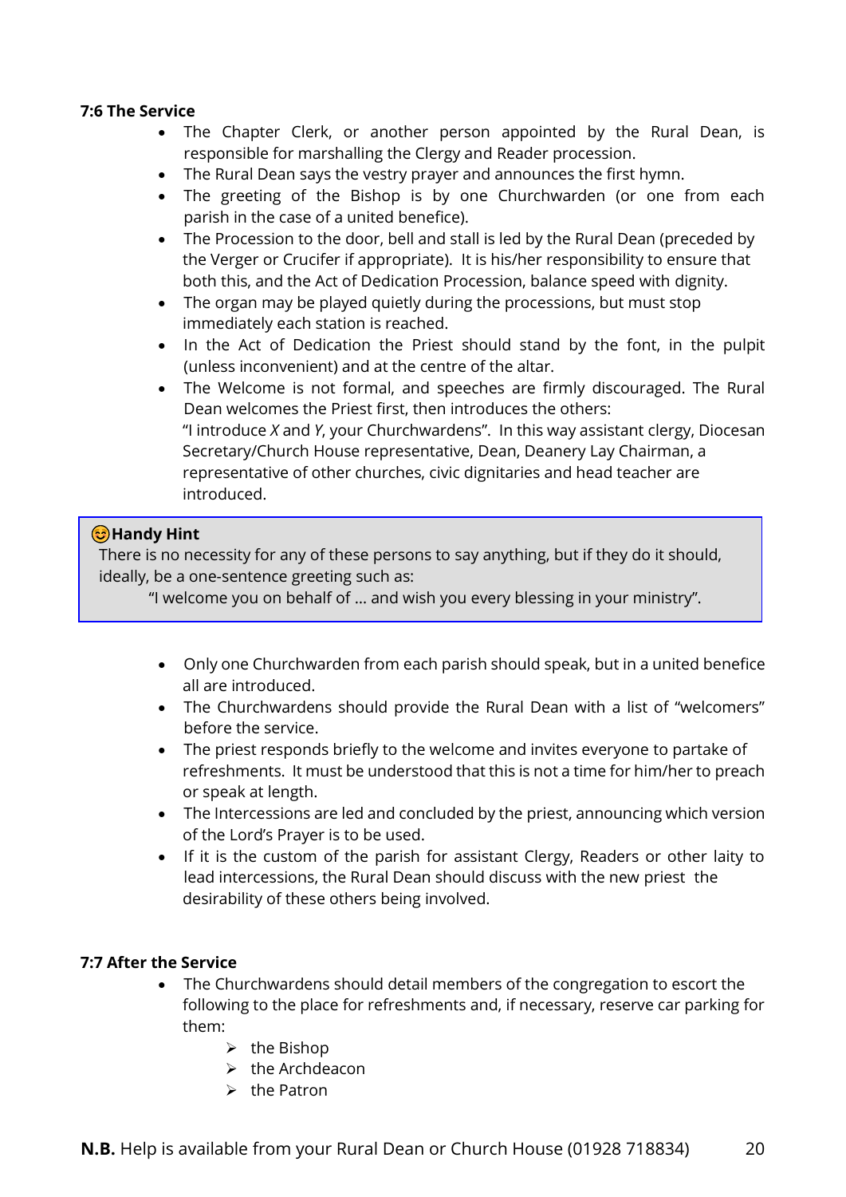### 7:6 The Service

- The Chapter Clerk, or another person appointed by the Rural Dean, is responsible for marshalling the Clergy and Reader procession.
- The Rural Dean says the vestry prayer and announces the first hymn.
- The greeting of the Bishop is by one Churchwarden (or one from each parish in the case of a united benefice).
- The Procession to the door, bell and stall is led by the Rural Dean (preceded by the Verger or Crucifer if appropriate). It is his/her responsibility to ensure that both this, and the Act of Dedication Procession, balance speed with dignity.
- The organ may be played quietly during the processions, but must stop immediately each station is reached.
- In the Act of Dedication the Priest should stand by the font, in the pulpit (unless inconvenient) and at the centre of the altar.
- The Welcome is not formal, and speeches are firmly discouraged. The Rural Dean welcomes the Priest first, then introduces the others:
  "I introduce *X* and *Y*, your Churchwardens". In this way assistant clergy, Diocesan Secretary/Church House representative, Dean, Deanery Lay Chairman, a representative of other churches, civic dignitaries and head teacher are introduced.

> 😊**Handy Hint**
> There is no necessity for any of these persons to say anything, but if they do it should, ideally, be a one-sentence greeting such as:
> "I welcome you on behalf of … and wish you every blessing in your ministry".

- Only one Churchwarden from each parish should speak, but in a united benefice all are introduced.
- The Churchwardens should provide the Rural Dean with a list of "welcomers" before the service.
- The priest responds briefly to the welcome and invites everyone to partake of refreshments. It must be understood that this is not a time for him/her to preach or speak at length.
- The Intercessions are led and concluded by the priest, announcing which version of the Lord's Prayer is to be used.
- If it is the custom of the parish for assistant Clergy, Readers or other laity to lead intercessions, the Rural Dean should discuss with the new priest the desirability of these others being involved.

### 7:7 After the Service

- The Churchwardens should detail members of the congregation to escort the following to the place for refreshments and, if necessary, reserve car parking for them:
  - the Bishop
  - the Archdeacon
  - the Patron

**N.B.** Help is available from your Rural Dean or Church House (01928 718834)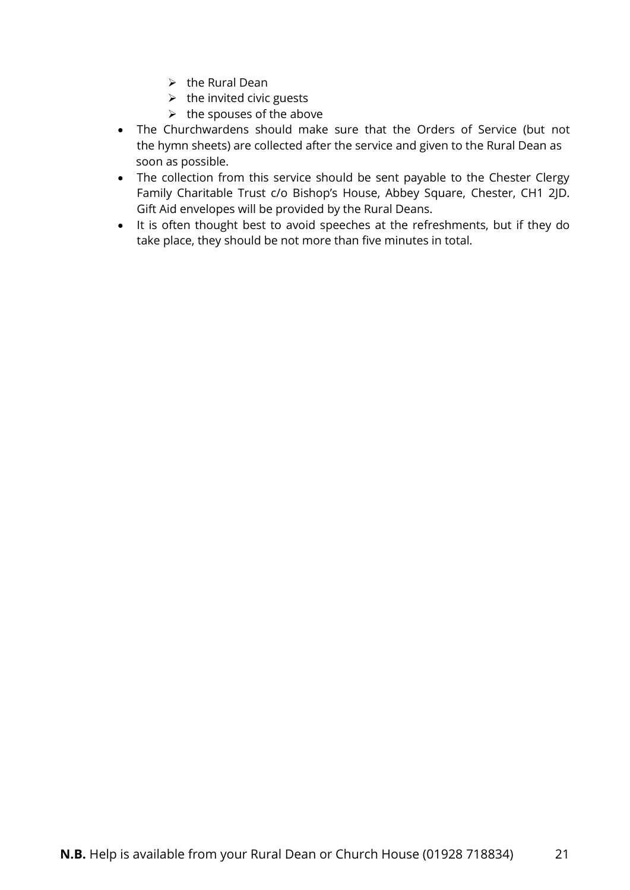- the Rural Dean
    - the invited civic guests
    - the spouses of the above
- The Churchwardens should make sure that the Orders of Service (but not the hymn sheets) are collected after the service and given to the Rural Dean as soon as possible.
- The collection from this service should be sent payable to the Chester Clergy Family Charitable Trust c/o Bishop's House, Abbey Square, Chester, CH1 2JD. Gift Aid envelopes will be provided by the Rural Deans.
- It is often thought best to avoid speeches at the refreshments, but if they do take place, they should be not more than five minutes in total.

**N.B.** Help is available from your Rural Dean or Church House (01928 718834)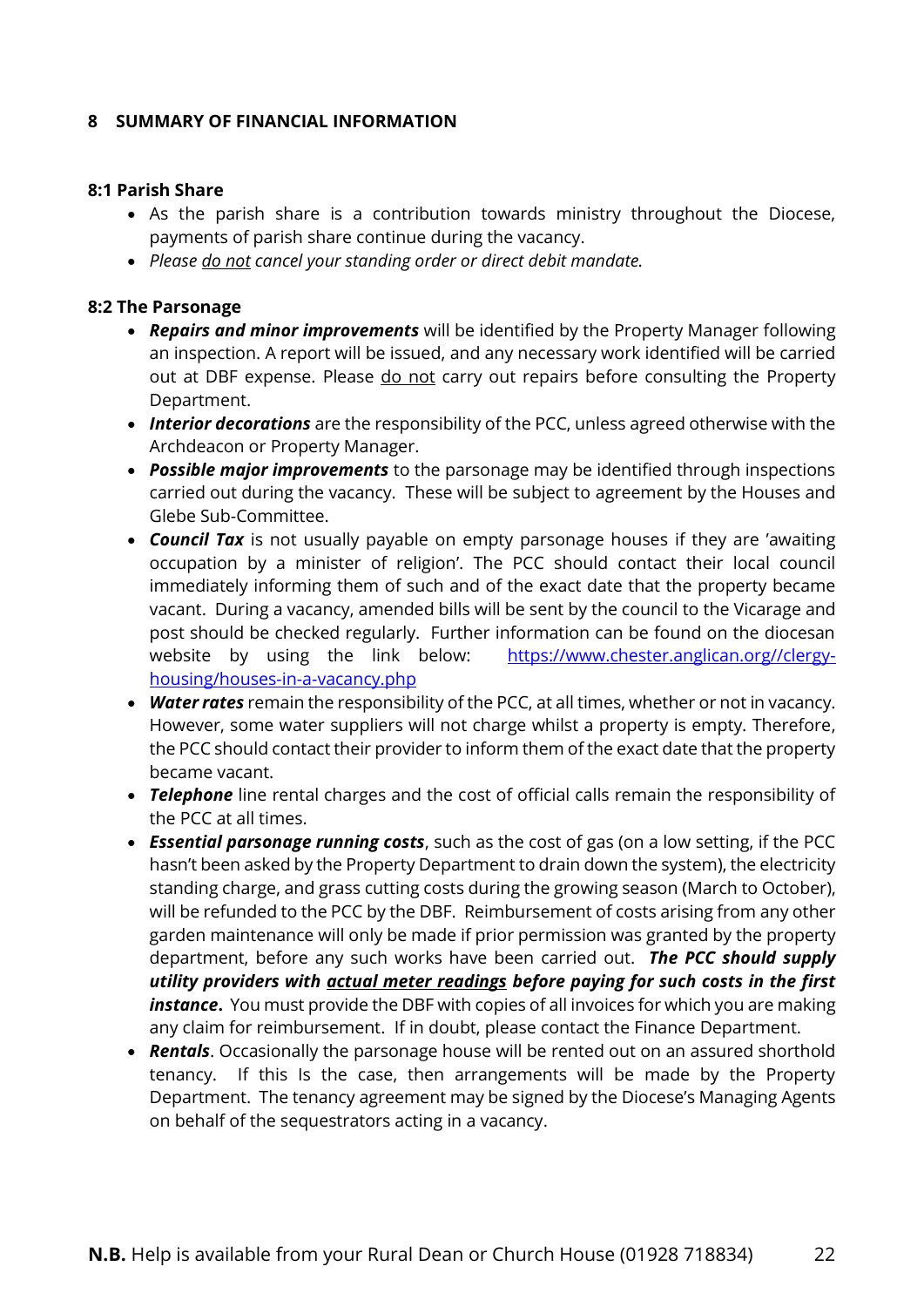## 8 SUMMARY OF FINANCIAL INFORMATION

### 8:1 Parish Share

- As the parish share is a contribution towards ministry throughout the Diocese, payments of parish share continue during the vacancy.
- *Please do not cancel your standing order or direct debit mandate.*

### 8:2 The Parsonage

- ***Repairs and minor improvements*** will be identified by the Property Manager following an inspection. A report will be issued, and any necessary work identified will be carried out at DBF expense. Please do not carry out repairs before consulting the Property Department.
- ***Interior decorations*** are the responsibility of the PCC, unless agreed otherwise with the Archdeacon or Property Manager.
- ***Possible major improvements*** to the parsonage may be identified through inspections carried out during the vacancy. These will be subject to agreement by the Houses and Glebe Sub-Committee.
- ***Council Tax*** is not usually payable on empty parsonage houses if they are 'awaiting occupation by a minister of religion'. The PCC should contact their local council immediately informing them of such and of the exact date that the property became vacant. During a vacancy, amended bills will be sent by the council to the Vicarage and post should be checked regularly. Further information can be found on the diocesan website by using the link below: https://www.chester.anglican.org//clergy-housing/houses-in-a-vacancy.php
- ***Water rates*** remain the responsibility of the PCC, at all times, whether or not in vacancy. However, some water suppliers will not charge whilst a property is empty. Therefore, the PCC should contact their provider to inform them of the exact date that the property became vacant.
- ***Telephone*** line rental charges and the cost of official calls remain the responsibility of the PCC at all times.
- ***Essential parsonage running costs***, such as the cost of gas (on a low setting, if the PCC hasn't been asked by the Property Department to drain down the system), the electricity standing charge, and grass cutting costs during the growing season (March to October), will be refunded to the PCC by the DBF. Reimbursement of costs arising from any other garden maintenance will only be made if prior permission was granted by the property department, before any such works have been carried out. ***The PCC should supply utility providers with actual meter readings before paying for such costs in the first instance***. You must provide the DBF with copies of all invoices for which you are making any claim for reimbursement. If in doubt, please contact the Finance Department.
- ***Rentals***. Occasionally the parsonage house will be rented out on an assured shorthold tenancy. If this Is the case, then arrangements will be made by the Property Department. The tenancy agreement may be signed by the Diocese's Managing Agents on behalf of the sequestrators acting in a vacancy.

**N.B.** Help is available from your Rural Dean or Church House (01928 718834)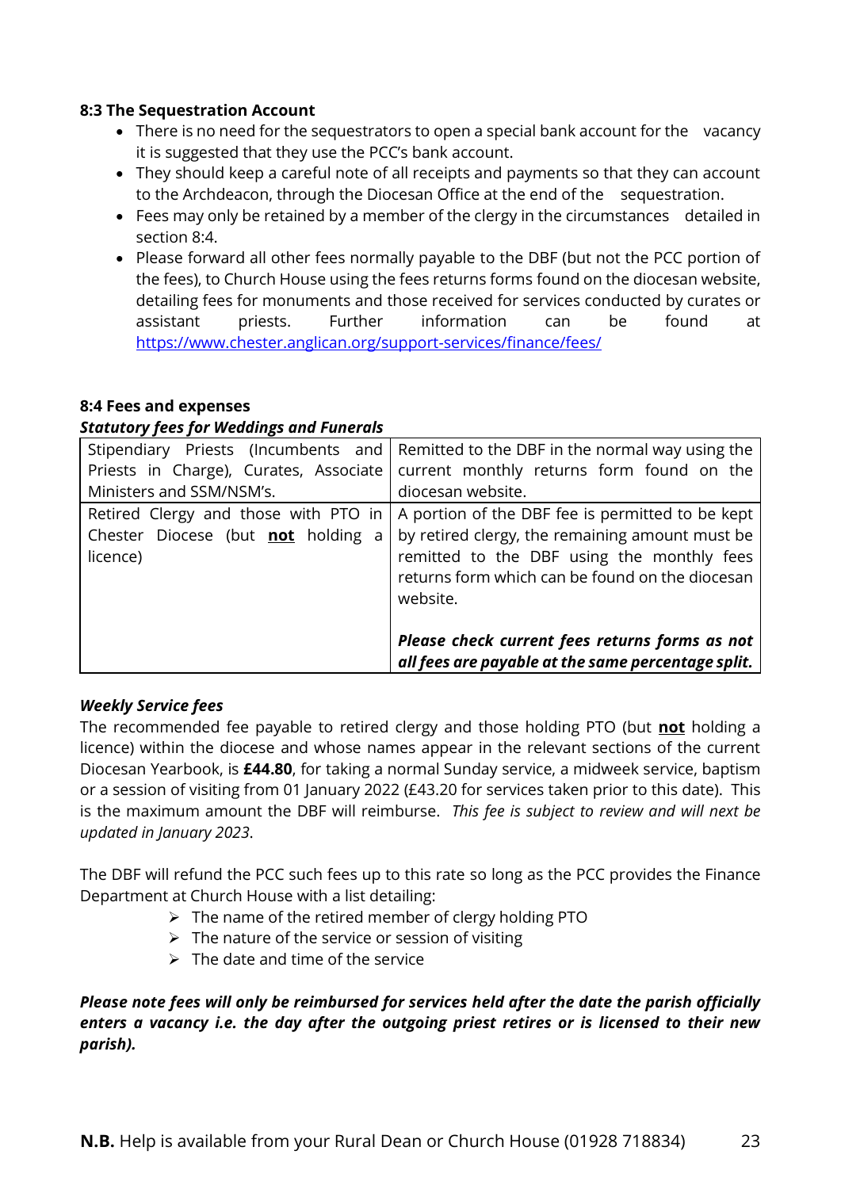**8:3 The Sequestration Account**

- There is no need for the sequestrators to open a special bank account for the vacancy it is suggested that they use the PCC's bank account.
- They should keep a careful note of all receipts and payments so that they can account to the Archdeacon, through the Diocesan Office at the end of the sequestration.
- Fees may only be retained by a member of the clergy in the circumstances detailed in section 8:4.
- Please forward all other fees normally payable to the DBF (but not the PCC portion of the fees), to Church House using the fees returns forms found on the diocesan website, detailing fees for monuments and those received for services conducted by curates or assistant priests. Further information can be found at https://www.chester.anglican.org/support-services/finance/fees/

**8:4 Fees and expenses**

***Statutory fees for Weddings and Funerals***

| | |
|---|---|
| Stipendiary Priests (Incumbents and Priests in Charge), Curates, Associate Ministers and SSM/NSM's. | Remitted to the DBF in the normal way using the current monthly returns form found on the diocesan website. |
| Retired Clergy and those with PTO in Chester Diocese (but <u>**not**</u> holding a licence) | A portion of the DBF fee is permitted to be kept by retired clergy, the remaining amount must be remitted to the DBF using the monthly fees returns form which can be found on the diocesan website.<br><br>***Please check current fees returns forms as not all fees are payable at the same percentage split.*** |

***Weekly Service fees***

The recommended fee payable to retired clergy and those holding PTO (but <u>**not**</u> holding a licence) within the diocese and whose names appear in the relevant sections of the current Diocesan Yearbook, is **£44.80**, for taking a normal Sunday service, a midweek service, baptism or a session of visiting from 01 January 2022 (£43.20 for services taken prior to this date). This is the maximum amount the DBF will reimburse. *This fee is subject to review and will next be updated in January 2023*.

The DBF will refund the PCC such fees up to this rate so long as the PCC provides the Finance Department at Church House with a list detailing:

- The name of the retired member of clergy holding PTO
- The nature of the service or session of visiting
- The date and time of the service

***Please note fees will only be reimbursed for services held after the date the parish officially enters a vacancy i.e. the day after the outgoing priest retires or is licensed to their new parish).***

**N.B.** Help is available from your Rural Dean or Church House (01928 718834)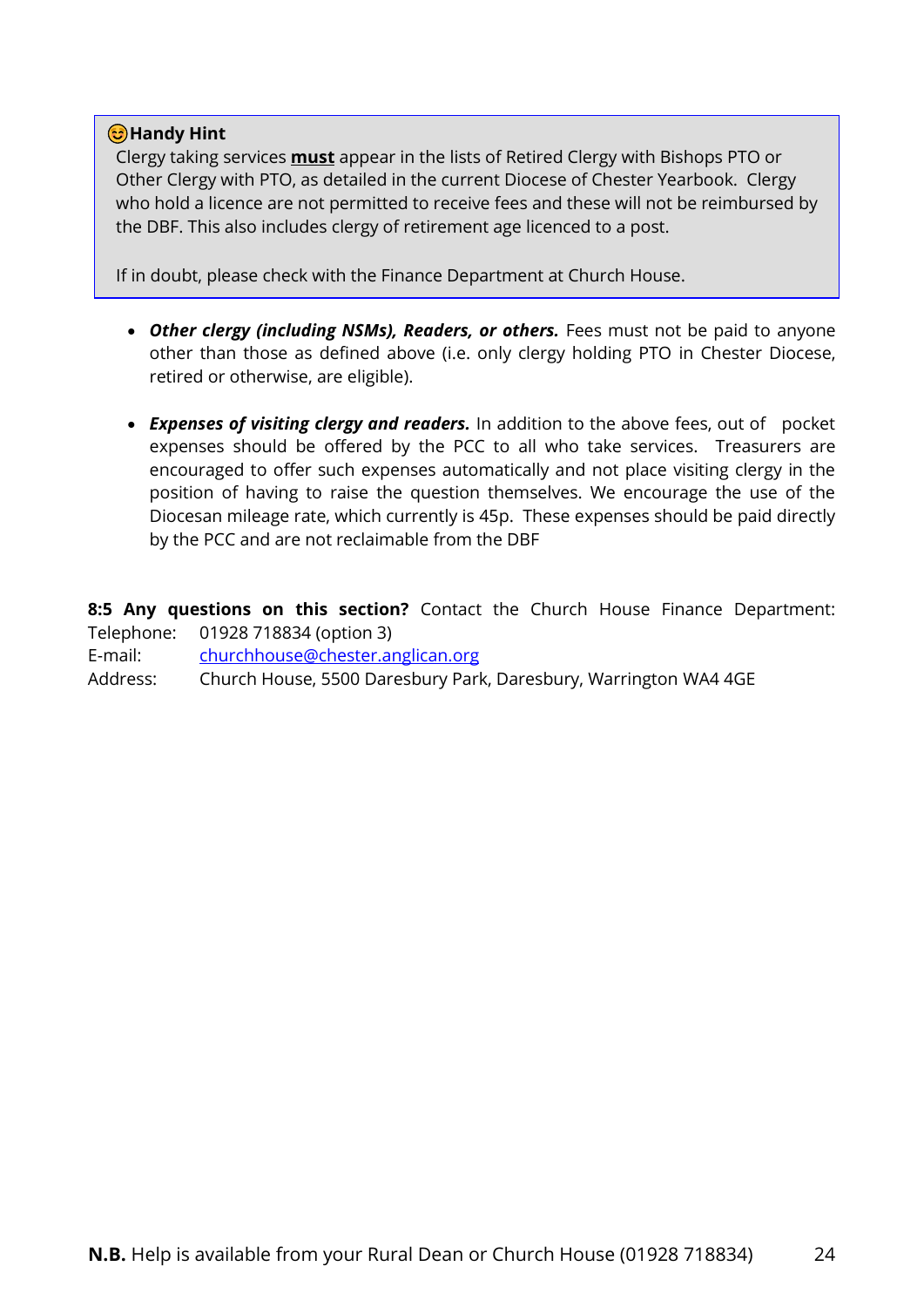> 😊**Handy Hint**
>
> Clergy taking services **must** appear in the lists of Retired Clergy with Bishops PTO or Other Clergy with PTO, as detailed in the current Diocese of Chester Yearbook. Clergy who hold a licence are not permitted to receive fees and these will not be reimbursed by the DBF. This also includes clergy of retirement age licenced to a post.
>
> If in doubt, please check with the Finance Department at Church House.

- ***Other clergy (including NSMs), Readers, or others.*** Fees must not be paid to anyone other than those as defined above (i.e. only clergy holding PTO in Chester Diocese, retired or otherwise, are eligible).

- ***Expenses of visiting clergy and readers.*** In addition to the above fees, out of pocket expenses should be offered by the PCC to all who take services. Treasurers are encouraged to offer such expenses automatically and not place visiting clergy in the position of having to raise the question themselves. We encourage the use of the Diocesan mileage rate, which currently is 45p. These expenses should be paid directly by the PCC and are not reclaimable from the DBF

**8:5 Any questions on this section?** Contact the Church House Finance Department:
Telephone: 01928 718834 (option 3)
E-mail: churchhouse@chester.anglican.org
Address: Church House, 5500 Daresbury Park, Daresbury, Warrington WA4 4GE

**N.B.** Help is available from your Rural Dean or Church House (01928 718834)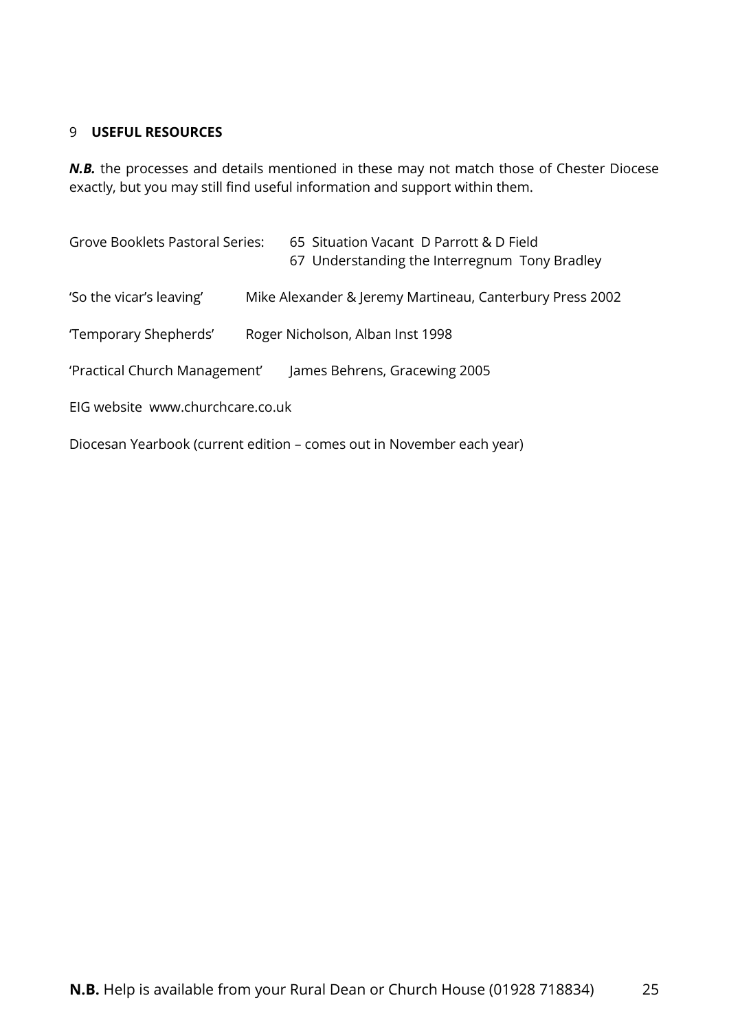## 9 USEFUL RESOURCES

***N.B.*** the processes and details mentioned in these may not match those of Chester Diocese exactly, but you may still find useful information and support within them.

Grove Booklets Pastoral Series: 65 Situation Vacant D Parrott & D Field
67 Understanding the Interregnum Tony Bradley

'So the vicar's leaving' Mike Alexander & Jeremy Martineau, Canterbury Press 2002

'Temporary Shepherds' Roger Nicholson, Alban Inst 1998

'Practical Church Management' James Behrens, Gracewing 2005

EIG website www.churchcare.co.uk

Diocesan Yearbook (current edition – comes out in November each year)

**N.B.** Help is available from your Rural Dean or Church House (01928 718834)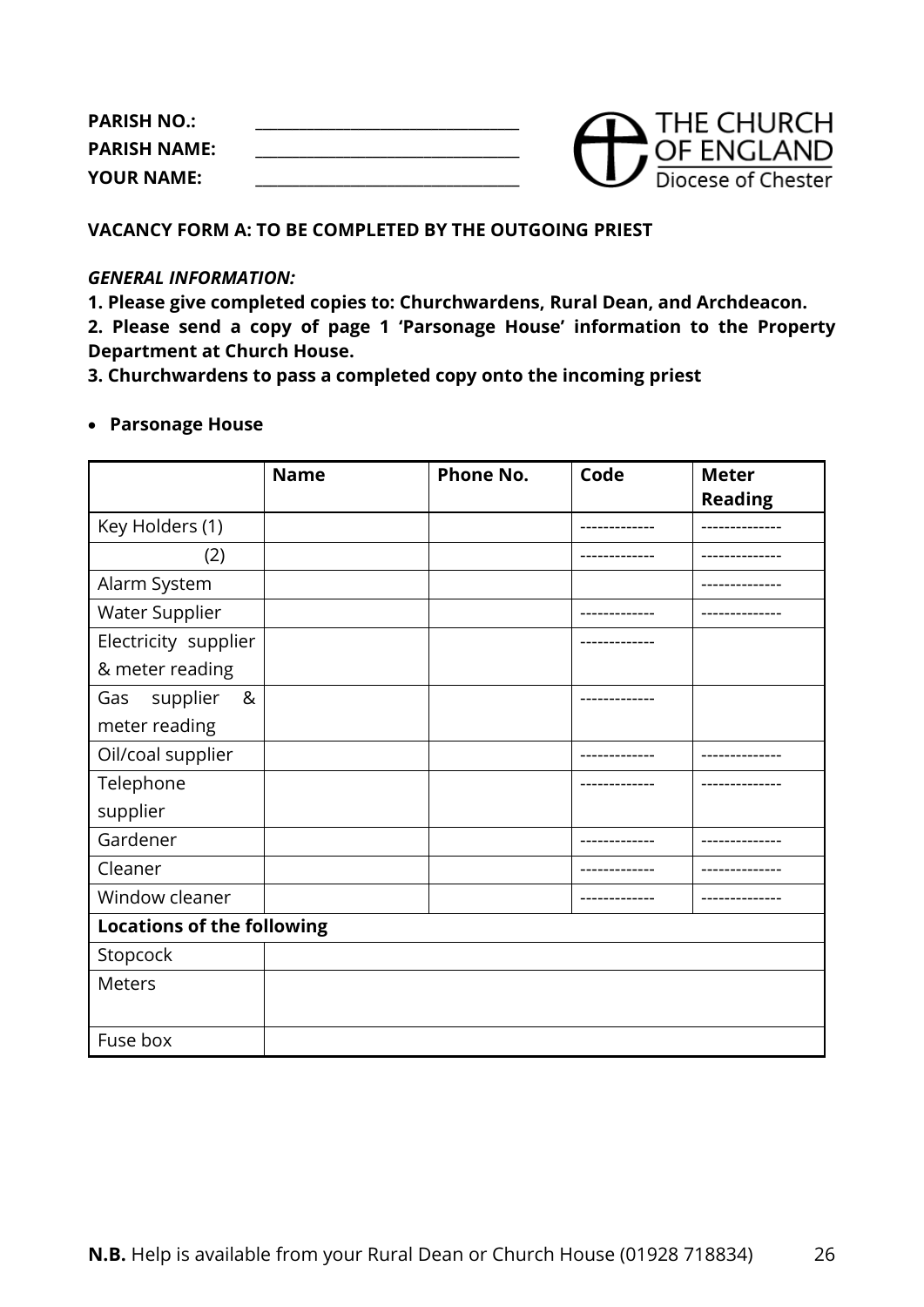**PARISH NO.:** ______________________________

**PARISH NAME:** ______________________________

**YOUR NAME:** ______________________________

THE CHURCH OF ENGLAND
Diocese of Chester

**VACANCY FORM A: TO BE COMPLETED BY THE OUTGOING PRIEST**

***GENERAL INFORMATION:***

**1. Please give completed copies to: Churchwardens, Rural Dean, and Archdeacon.**

**2. Please send a copy of page 1 'Parsonage House' information to the Property Department at Church House.**

**3. Churchwardens to pass a completed copy onto the incoming priest**

- **Parsonage House**

| | **Name** | **Phone No.** | **Code** | **Meter Reading** |
|---|---|---|---|---|
| Key Holders (1) | | | ------------- | -------------- |
| (2) | | | ------------- | -------------- |
| Alarm System | | | | -------------- |
| Water Supplier | | | ------------- | -------------- |
| Electricity supplier & meter reading | | | ------------- | |
| Gas supplier & meter reading | | | ------------- | |
| Oil/coal supplier | | | ------------- | -------------- |
| Telephone supplier | | | ------------- | -------------- |
| Gardener | | | ------------- | -------------- |
| Cleaner | | | ------------- | -------------- |
| Window cleaner | | | ------------- | -------------- |
| **Locations of the following** | | | | |
| Stopcock | | | | |
| Meters | | | | |
| Fuse box | | | | |

**N.B.** Help is available from your Rural Dean or Church House (01928 718834)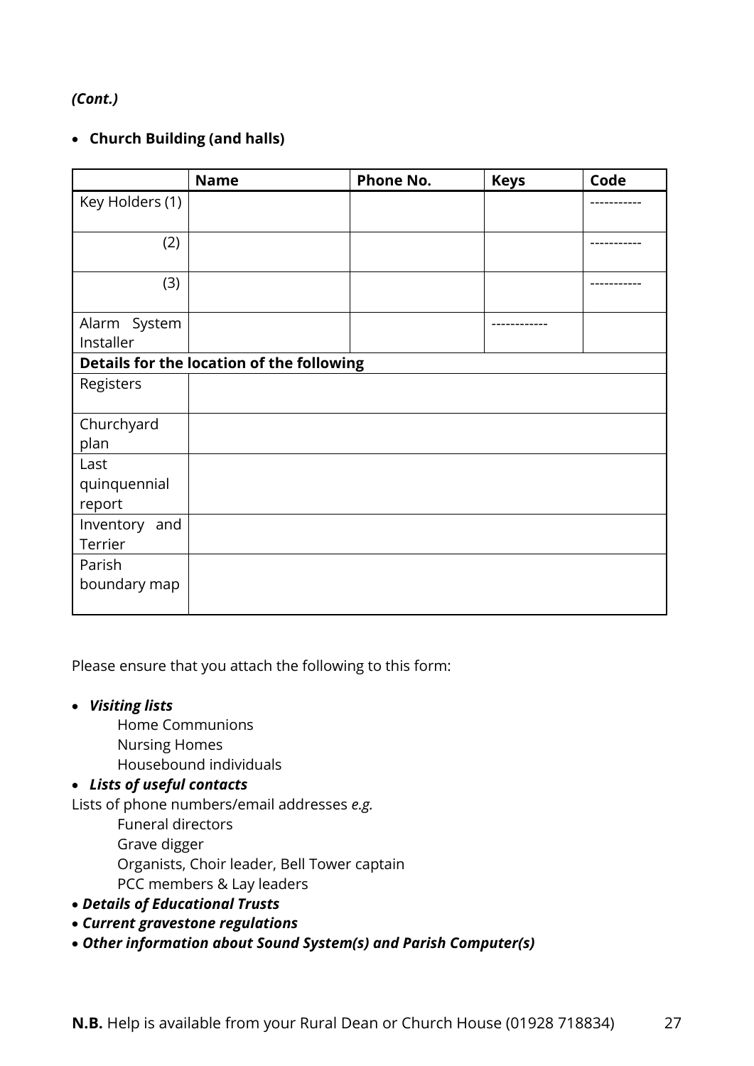*(Cont.)*

- **Church Building (and halls)**

| | Name | Phone No. | Keys | Code |
|---|---|---|---|---|
| Key Holders (1) | | | | ----------- |
| (2) | | | | ----------- |
| (3) | | | | ----------- |
| Alarm System Installer | | | ------------ | |
| **Details for the location of the following** | | | | |
| Registers | | | | |
| Churchyard plan | | | | |
| Last quinquennial report | | | | |
| Inventory and Terrier | | | | |
| Parish boundary map | | | | |

Please ensure that you attach the following to this form:

- ***Visiting lists***
  - Home Communions
  - Nursing Homes
  - Housebound individuals
- ***Lists of useful contacts***

Lists of phone numbers/email addresses *e.g.*
  - Funeral directors
  - Grave digger
  - Organists, Choir leader, Bell Tower captain
  - PCC members & Lay leaders

- ***Details of Educational Trusts***
- ***Current gravestone regulations***
- ***Other information about Sound System(s) and Parish Computer(s)***

**N.B.** Help is available from your Rural Dean or Church House (01928 718834)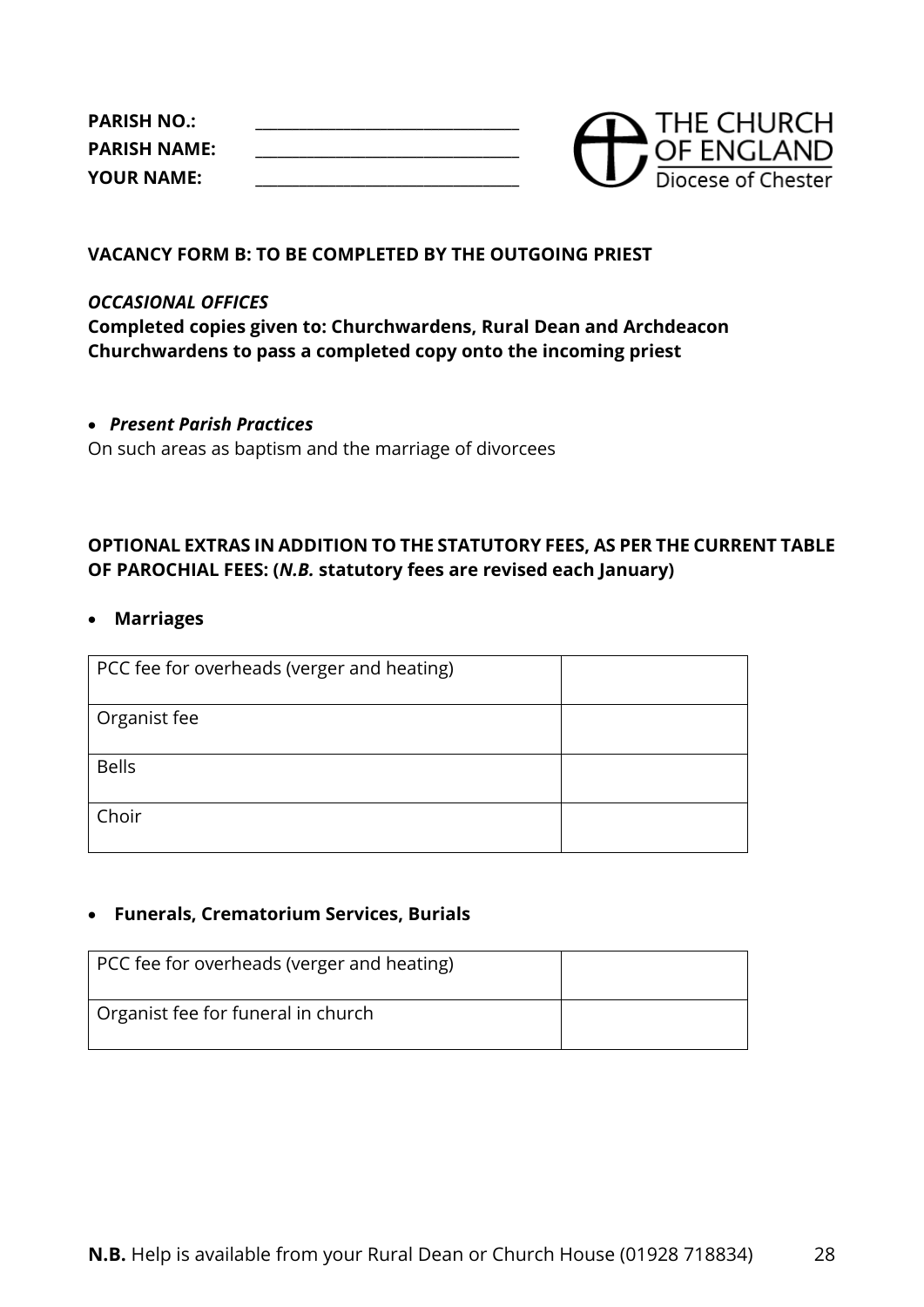**PARISH NO.:** ______________________________
**PARISH NAME:** ______________________________
**YOUR NAME:** ______________________________

THE CHURCH OF ENGLAND
Diocese of Chester

**VACANCY FORM B: TO BE COMPLETED BY THE OUTGOING PRIEST**

***OCCASIONAL OFFICES***

**Completed copies given to: Churchwardens, Rural Dean and Archdeacon**
**Churchwardens to pass a completed copy onto the incoming priest**

- ***Present Parish Practices***

On such areas as baptism and the marriage of divorcees

**OPTIONAL EXTRAS IN ADDITION TO THE STATUTORY FEES, AS PER THE CURRENT TABLE OF PAROCHIAL FEES: (*N.B.* statutory fees are revised each January)**

- **Marriages**

| | |
|---|---|
| PCC fee for overheads (verger and heating) | |
| Organist fee | |
| Bells | |
| Choir | |

- **Funerals, Crematorium Services, Burials**

| | |
|---|---|
| PCC fee for overheads (verger and heating) | |
| Organist fee for funeral in church | |

**N.B.** Help is available from your Rural Dean or Church House (01928 718834)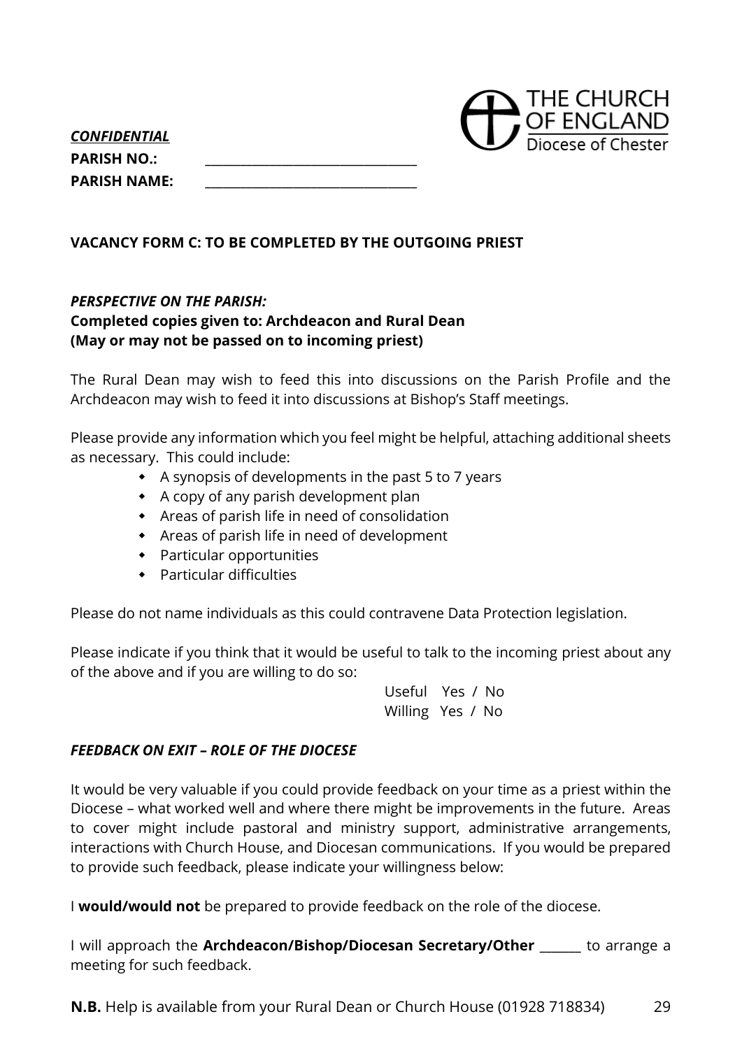THE CHURCH OF ENGLAND
Diocese of Chester

***CONFIDENTIAL***

**PARISH NO.:** _______________________________

**PARISH NAME:** _______________________________

**VACANCY FORM C: TO BE COMPLETED BY THE OUTGOING PRIEST**

***PERSPECTIVE ON THE PARISH:***

**Completed copies given to: Archdeacon and Rural Dean**
**(May or may not be passed on to incoming priest)**

The Rural Dean may wish to feed this into discussions on the Parish Profile and the Archdeacon may wish to feed it into discussions at Bishop's Staff meetings.

Please provide any information which you feel might be helpful, attaching additional sheets as necessary. This could include:

- A synopsis of developments in the past 5 to 7 years
- A copy of any parish development plan
- Areas of parish life in need of consolidation
- Areas of parish life in need of development
- Particular opportunities
- Particular difficulties

Please do not name individuals as this could contravene Data Protection legislation.

Please indicate if you think that it would be useful to talk to the incoming priest about any of the above and if you are willing to do so:

Useful Yes / No
Willing Yes / No

***FEEDBACK ON EXIT – ROLE OF THE DIOCESE***

It would be very valuable if you could provide feedback on your time as a priest within the Diocese – what worked well and where there might be improvements in the future. Areas to cover might include pastoral and ministry support, administrative arrangements, interactions with Church House, and Diocesan communications. If you would be prepared to provide such feedback, please indicate your willingness below:

I **would/would not** be prepared to provide feedback on the role of the diocese.

I will approach the **Archdeacon/Bishop/Diocesan Secretary/Other** ______ to arrange a meeting for such feedback.

**N.B.** Help is available from your Rural Dean or Church House (01928 718834)